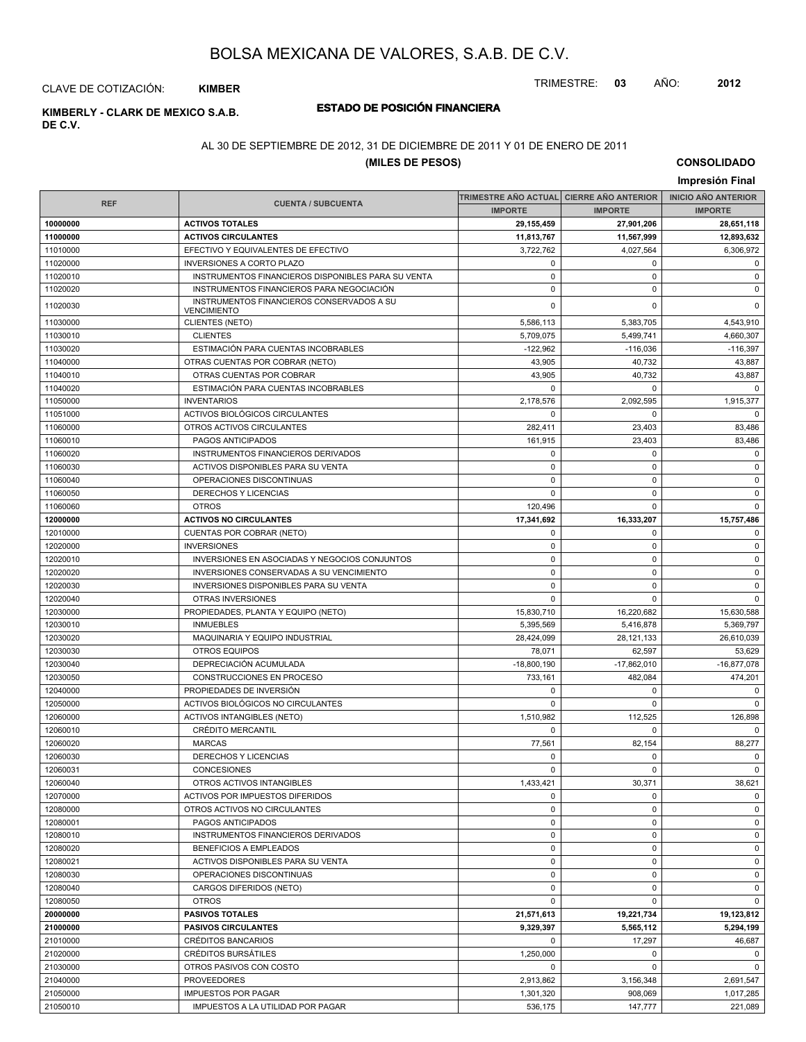# BOLSA MEXICANA DE VALORES, S.A.B. DE C.V.

CLAVE DE COTIZACIÓN: **KIMBER**

TRIMESTRE: **03** AÑO: **2012**

**KIMBERLY - CLARK DE MEXICO S.A.B. DE C.V.**

## ESTADO DE POSICIÓN FINANCIERA

AL 30 DE SEPTIEMBRE DE 2012, 31 DE DICIEMBRE DE 2011 Y 01 DE ENERO DE 2011

**(MILES DE PESOS)**

**CONSOLIDADO**

**Impresión Final**

| REF | CUENTA / SUBCUENTA | TRIMESTRE AÑO ACTUAL | CIERRE AÑO ANTERIOR | INICIO AÑO ANTERIOR |
|---|---|---|---|---|
| | | IMPORTE | IMPORTE | IMPORTE |
| **10000000** | **ACTIVOS TOTALES** | **29,155,459** | **27,901,206** | **28,651,118** |
| **11000000** | **ACTIVOS CIRCULANTES** | **11,813,767** | **11,567,999** | **12,893,632** |
| 11010000 | EFECTIVO Y EQUIVALENTES DE EFECTIVO | 3,722,762 | 4,027,564 | 6,306,972 |
| 11020000 | INVERSIONES A CORTO PLAZO | 0 | 0 | 0 |
| 11020010 | INSTRUMENTOS FINANCIEROS DISPONIBLES PARA SU VENTA | 0 | 0 | 0 |
| 11020020 | INSTRUMENTOS FINANCIEROS PARA NEGOCIACIÓN | 0 | 0 | 0 |
| 11020030 | INSTRUMENTOS FINANCIEROS CONSERVADOS A SU VENCIMIENTO | 0 | 0 | 0 |
| 11030000 | CLIENTES (NETO) | 5,586,113 | 5,383,705 | 4,543,910 |
| 11030010 | CLIENTES | 5,709,075 | 5,499,741 | 4,660,307 |
| 11030020 | ESTIMACIÓN PARA CUENTAS INCOBRABLES | -122,962 | -116,036 | -116,397 |
| 11040000 | OTRAS CUENTAS POR COBRAR (NETO) | 43,905 | 40,732 | 43,887 |
| 11040010 | OTRAS CUENTAS POR COBRAR | 43,905 | 40,732 | 43,887 |
| 11040020 | ESTIMACIÓN PARA CUENTAS INCOBRABLES | 0 | 0 | 0 |
| 11050000 | INVENTARIOS | 2,178,576 | 2,092,595 | 1,915,377 |
| 11051000 | ACTIVOS BIOLÓGICOS CIRCULANTES | 0 | 0 | 0 |
| 11060000 | OTROS ACTIVOS CIRCULANTES | 282,411 | 23,403 | 83,486 |
| 11060010 | PAGOS ANTICIPADOS | 161,915 | 23,403 | 83,486 |
| 11060020 | INSTRUMENTOS FINANCIEROS DERIVADOS | 0 | 0 | 0 |
| 11060030 | ACTIVOS DISPONIBLES PARA SU VENTA | 0 | 0 | 0 |
| 11060040 | OPERACIONES DISCONTINUAS | 0 | 0 | 0 |
| 11060050 | DERECHOS Y LICENCIAS | 0 | 0 | 0 |
| 11060060 | OTROS | 120,496 | 0 | 0 |
| **12000000** | **ACTIVOS NO CIRCULANTES** | **17,341,692** | **16,333,207** | **15,757,486** |
| 12010000 | CUENTAS POR COBRAR (NETO) | 0 | 0 | 0 |
| 12020000 | INVERSIONES | 0 | 0 | 0 |
| 12020010 | INVERSIONES EN ASOCIADAS Y NEGOCIOS CONJUNTOS | 0 | 0 | 0 |
| 12020020 | INVERSIONES CONSERVADAS A SU VENCIMIENTO | 0 | 0 | 0 |
| 12020030 | INVERSIONES DISPONIBLES PARA SU VENTA | 0 | 0 | 0 |
| 12020040 | OTRAS INVERSIONES | 0 | 0 | 0 |
| 12030000 | PROPIEDADES, PLANTA Y EQUIPO (NETO) | 15,830,710 | 16,220,682 | 15,630,588 |
| 12030010 | INMUEBLES | 5,395,569 | 5,416,878 | 5,369,797 |
| 12030020 | MAQUINARIA Y EQUIPO INDUSTRIAL | 28,424,099 | 28,121,133 | 26,610,039 |
| 12030030 | OTROS EQUIPOS | 78,071 | 62,597 | 53,629 |
| 12030040 | DEPRECIACIÓN ACUMULADA | -18,800,190 | -17,862,010 | -16,877,078 |
| 12030050 | CONSTRUCCIONES EN PROCESO | 733,161 | 482,084 | 474,201 |
| 12040000 | PROPIEDADES DE INVERSIÓN | 0 | 0 | 0 |
| 12050000 | ACTIVOS BIOLÓGICOS NO CIRCULANTES | 0 | 0 | 0 |
| 12060000 | ACTIVOS INTANGIBLES (NETO) | 1,510,982 | 112,525 | 126,898 |
| 12060010 | CRÉDITO MERCANTIL | 0 | 0 | 0 |
| 12060020 | MARCAS | 77,561 | 82,154 | 88,277 |
| 12060030 | DERECHOS Y LICENCIAS | 0 | 0 | 0 |
| 12060031 | CONCESIONES | 0 | 0 | 0 |
| 12060040 | OTROS ACTIVOS INTANGIBLES | 1,433,421 | 30,371 | 38,621 |
| 12070000 | ACTIVOS POR IMPUESTOS DIFERIDOS | 0 | 0 | 0 |
| 12080000 | OTROS ACTIVOS NO CIRCULANTES | 0 | 0 | 0 |
| 12080001 | PAGOS ANTICIPADOS | 0 | 0 | 0 |
| 12080010 | INSTRUMENTOS FINANCIEROS DERIVADOS | 0 | 0 | 0 |
| 12080020 | BENEFICIOS A EMPLEADOS | 0 | 0 | 0 |
| 12080021 | ACTIVOS DISPONIBLES PARA SU VENTA | 0 | 0 | 0 |
| 12080030 | OPERACIONES DISCONTINUAS | 0 | 0 | 0 |
| 12080040 | CARGOS DIFERIDOS (NETO) | 0 | 0 | 0 |
| 12080050 | OTROS | 0 | 0 | 0 |
| **20000000** | **PASIVOS TOTALES** | **21,571,613** | **19,221,734** | **19,123,812** |
| **21000000** | **PASIVOS CIRCULANTES** | **9,329,397** | **5,565,112** | **5,294,199** |
| 21010000 | CRÉDITOS BANCARIOS | 0 | 17,297 | 46,687 |
| 21020000 | CRÉDITOS BURSÁTILES | 1,250,000 | 0 | 0 |
| 21030000 | OTROS PASIVOS CON COSTO | 0 | 0 | 0 |
| 21040000 | PROVEEDORES | 2,913,862 | 3,156,348 | 2,691,547 |
| 21050000 | IMPUESTOS POR PAGAR | 1,301,320 | 908,069 | 1,017,285 |
| 21050010 | IMPUESTOS A LA UTILIDAD POR PAGAR | 536,175 | 147,777 | 221,089 |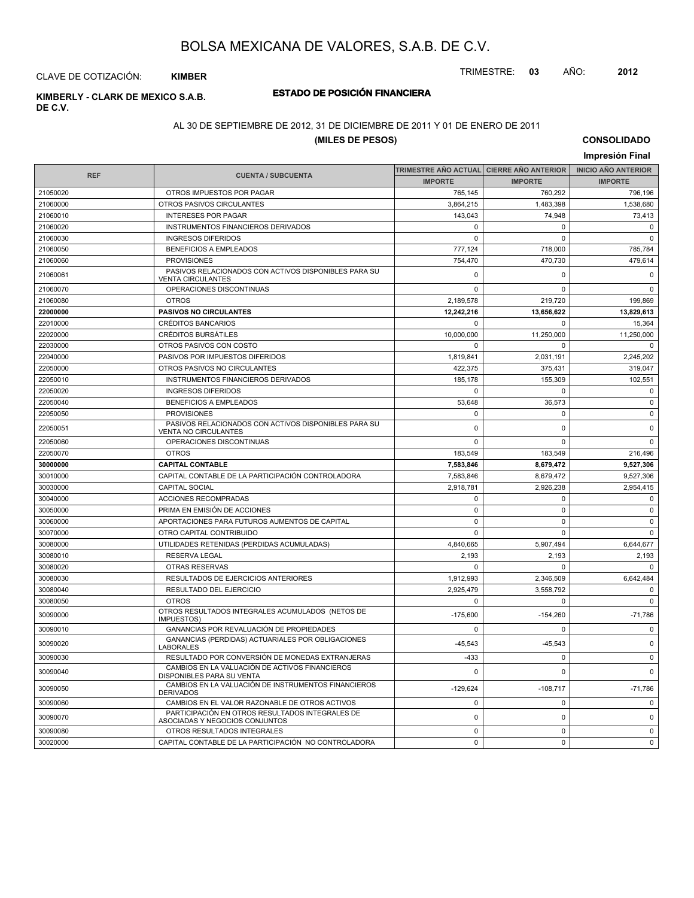# BOLSA MEXICANA DE VALORES, S.A.B. DE C.V.

CLAVE DE COTIZACIÓN: **KIMBER**

TRIMESTRE: **03** AÑO: **2012**

**KIMBERLY - CLARK DE MEXICO S.A.B. DE C.V.**

## ESTADO DE POSICIÓN FINANCIERA

AL 30 DE SEPTIEMBRE DE 2012, 31 DE DICIEMBRE DE 2011 Y 01 DE ENERO DE 2011

**(MILES DE PESOS)**

**CONSOLIDADO**

**Impresión Final**

| REF | CUENTA / SUBCUENTA | TRIMESTRE AÑO ACTUAL | CIERRE AÑO ANTERIOR | INICIO AÑO ANTERIOR |
|---|---|---|---|---|
| | | IMPORTE | IMPORTE | IMPORTE |
| 21050020 | OTROS IMPUESTOS POR PAGAR | 765,145 | 760,292 | 796,196 |
| 21060000 | OTROS PASIVOS CIRCULANTES | 3,864,215 | 1,483,398 | 1,538,680 |
| 21060010 | INTERESES POR PAGAR | 143,043 | 74,948 | 73,413 |
| 21060020 | INSTRUMENTOS FINANCIEROS DERIVADOS | 0 | 0 | 0 |
| 21060030 | INGRESOS DIFERIDOS | 0 | 0 | 0 |
| 21060050 | BENEFICIOS A EMPLEADOS | 777,124 | 718,000 | 785,784 |
| 21060060 | PROVISIONES | 754,470 | 470,730 | 479,614 |
| 21060061 | PASIVOS RELACIONADOS CON ACTIVOS DISPONIBLES PARA SU VENTA CIRCULANTES | 0 | 0 | 0 |
| 21060070 | OPERACIONES DISCONTINUAS | 0 | 0 | 0 |
| 21060080 | OTROS | 2,189,578 | 219,720 | 199,869 |
| **22000000** | **PASIVOS NO CIRCULANTES** | **12,242,216** | **13,656,622** | **13,829,613** |
| 22010000 | CRÉDITOS BANCARIOS | 0 | 0 | 15,364 |
| 22020000 | CRÉDITOS BURSÁTILES | 10,000,000 | 11,250,000 | 11,250,000 |
| 22030000 | OTROS PASIVOS CON COSTO | 0 | 0 | 0 |
| 22040000 | PASIVOS POR IMPUESTOS DIFERIDOS | 1,819,841 | 2,031,191 | 2,245,202 |
| 22050000 | OTROS PASIVOS NO CIRCULANTES | 422,375 | 375,431 | 319,047 |
| 22050010 | INSTRUMENTOS FINANCIEROS DERIVADOS | 185,178 | 155,309 | 102,551 |
| 22050020 | INGRESOS DIFERIDOS | 0 | 0 | 0 |
| 22050040 | BENEFICIOS A EMPLEADOS | 53,648 | 36,573 | 0 |
| 22050050 | PROVISIONES | 0 | 0 | 0 |
| 22050051 | PASIVOS RELACIONADOS CON ACTIVOS DISPONIBLES PARA SU VENTA NO CIRCULANTES | 0 | 0 | 0 |
| 22050060 | OPERACIONES DISCONTINUAS | 0 | 0 | 0 |
| 22050070 | OTROS | 183,549 | 183,549 | 216,496 |
| **30000000** | **CAPITAL CONTABLE** | **7,583,846** | **8,679,472** | **9,527,306** |
| 30010000 | CAPITAL CONTABLE DE LA PARTICIPACIÓN CONTROLADORA | 7,583,846 | 8,679,472 | 9,527,306 |
| 30030000 | CAPITAL SOCIAL | 2,918,781 | 2,926,238 | 2,954,415 |
| 30040000 | ACCIONES RECOMPRADAS | 0 | 0 | 0 |
| 30050000 | PRIMA EN EMISIÓN DE ACCIONES | 0 | 0 | 0 |
| 30060000 | APORTACIONES PARA FUTUROS AUMENTOS DE CAPITAL | 0 | 0 | 0 |
| 30070000 | OTRO CAPITAL CONTRIBUIDO | 0 | 0 | 0 |
| 30080000 | UTILIDADES RETENIDAS (PERDIDAS ACUMULADAS) | 4,840,665 | 5,907,494 | 6,644,677 |
| 30080010 | RESERVA LEGAL | 2,193 | 2,193 | 2,193 |
| 30080020 | OTRAS RESERVAS | 0 | 0 | 0 |
| 30080030 | RESULTADOS DE EJERCICIOS ANTERIORES | 1,912,993 | 2,346,509 | 6,642,484 |
| 30080040 | RESULTADO DEL EJERCICIO | 2,925,479 | 3,558,792 | 0 |
| 30080050 | OTROS | 0 | 0 | 0 |
| 30090000 | OTROS RESULTADOS INTEGRALES ACUMULADOS (NETOS DE IMPUESTOS) | -175,600 | -154,260 | -71,786 |
| 30090010 | GANANCIAS POR REVALUACIÓN DE PROPIEDADES | 0 | 0 | 0 |
| 30090020 | GANANCIAS (PERDIDAS) ACTUARIALES POR OBLIGACIONES LABORALES | -45,543 | -45,543 | 0 |
| 30090030 | RESULTADO POR CONVERSIÓN DE MONEDAS EXTRANJERAS | -433 | 0 | 0 |
| 30090040 | CAMBIOS EN LA VALUACIÓN DE ACTIVOS FINANCIEROS DISPONIBLES PARA SU VENTA | 0 | 0 | 0 |
| 30090050 | CAMBIOS EN LA VALUACIÓN DE INSTRUMENTOS FINANCIEROS DERIVADOS | -129,624 | -108,717 | -71,786 |
| 30090060 | CAMBIOS EN EL VALOR RAZONABLE DE OTROS ACTIVOS | 0 | 0 | 0 |
| 30090070 | PARTICIPACIÓN EN OTROS RESULTADOS INTEGRALES DE ASOCIADAS Y NEGOCIOS CONJUNTOS | 0 | 0 | 0 |
| 30090080 | OTROS RESULTADOS INTEGRALES | 0 | 0 | 0 |
| 30020000 | CAPITAL CONTABLE DE LA PARTICIPACIÓN NO CONTROLADORA | 0 | 0 | 0 |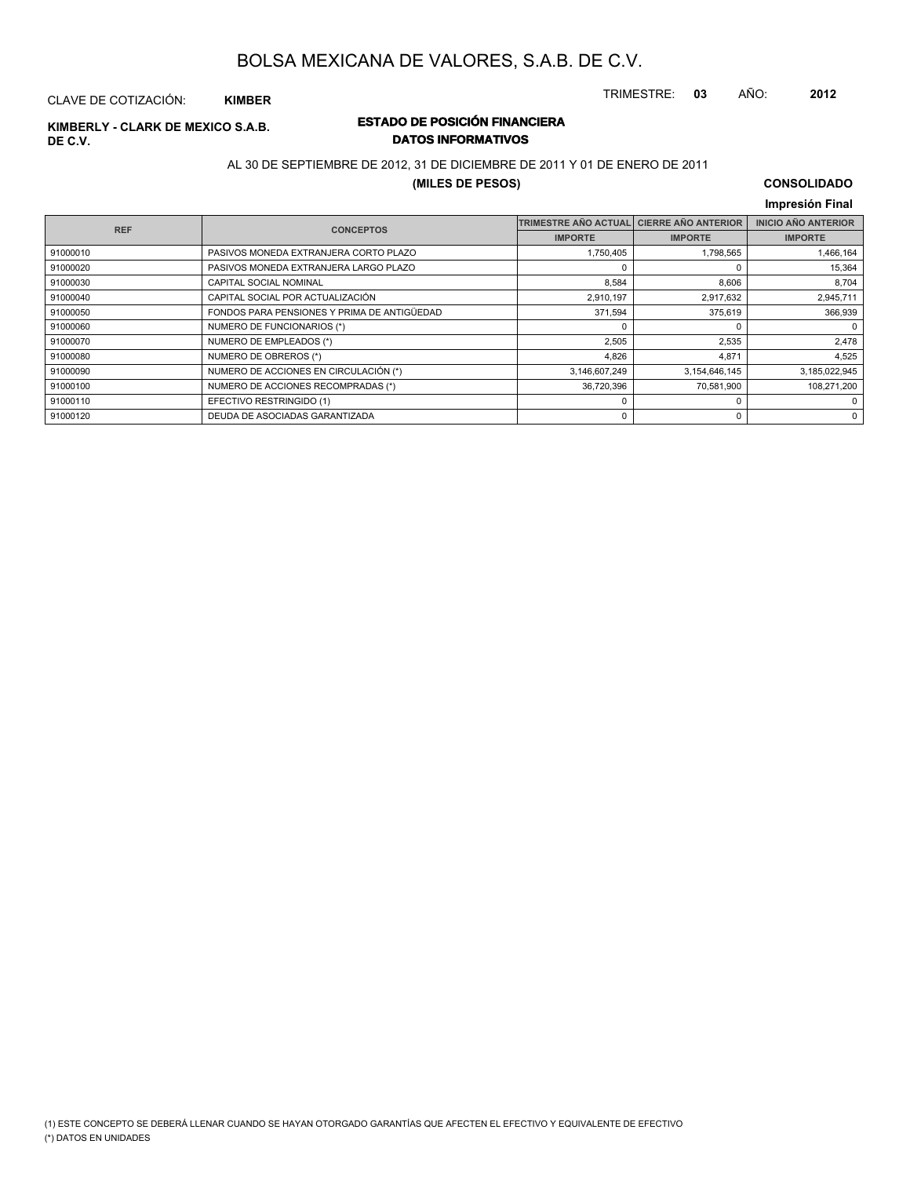# BOLSA MEXICANA DE VALORES, S.A.B. DE C.V.

CLAVE DE COTIZACIÓN: **KIMBER**

TRIMESTRE: **03** AÑO: **2012**

**KIMBERLY - CLARK DE MEXICO S.A.B. DE C.V.**

## ESTADO DE POSICIÓN FINANCIERA
## DATOS INFORMATIVOS

AL 30 DE SEPTIEMBRE DE 2012, 31 DE DICIEMBRE DE 2011 Y 01 DE ENERO DE 2011

**(MILES DE PESOS)**

**CONSOLIDADO**

**Impresión Final**

| REF | CONCEPTOS | TRIMESTRE AÑO ACTUAL | CIERRE AÑO ANTERIOR | INICIO AÑO ANTERIOR |
|---|---|---|---|---|
| | | IMPORTE | IMPORTE | IMPORTE |
| 91000010 | PASIVOS MONEDA EXTRANJERA CORTO PLAZO | 1,750,405 | 1,798,565 | 1,466,164 |
| 91000020 | PASIVOS MONEDA EXTRANJERA LARGO PLAZO | 0 | 0 | 15,364 |
| 91000030 | CAPITAL SOCIAL NOMINAL | 8,584 | 8,606 | 8,704 |
| 91000040 | CAPITAL SOCIAL POR ACTUALIZACIÓN | 2,910,197 | 2,917,632 | 2,945,711 |
| 91000050 | FONDOS PARA PENSIONES Y PRIMA DE ANTIGÜEDAD | 371,594 | 375,619 | 366,939 |
| 91000060 | NUMERO DE FUNCIONARIOS (*) | 0 | 0 | 0 |
| 91000070 | NUMERO DE EMPLEADOS (*) | 2,505 | 2,535 | 2,478 |
| 91000080 | NUMERO DE OBREROS (*) | 4,826 | 4,871 | 4,525 |
| 91000090 | NUMERO DE ACCIONES EN CIRCULACIÓN (*) | 3,146,607,249 | 3,154,646,145 | 3,185,022,945 |
| 91000100 | NUMERO DE ACCIONES RECOMPRADAS (*) | 36,720,396 | 70,581,900 | 108,271,200 |
| 91000110 | EFECTIVO RESTRINGIDO (1) | 0 | 0 | 0 |
| 91000120 | DEUDA DE ASOCIADAS GARANTIZADA | 0 | 0 | 0 |

(1) ESTE CONCEPTO SE DEBERÁ LLENAR CUANDO SE HAYAN OTORGADO GARANTÍAS QUE AFECTEN EL EFECTIVO Y EQUIVALENTE DE EFECTIVO

(*) DATOS EN UNIDADES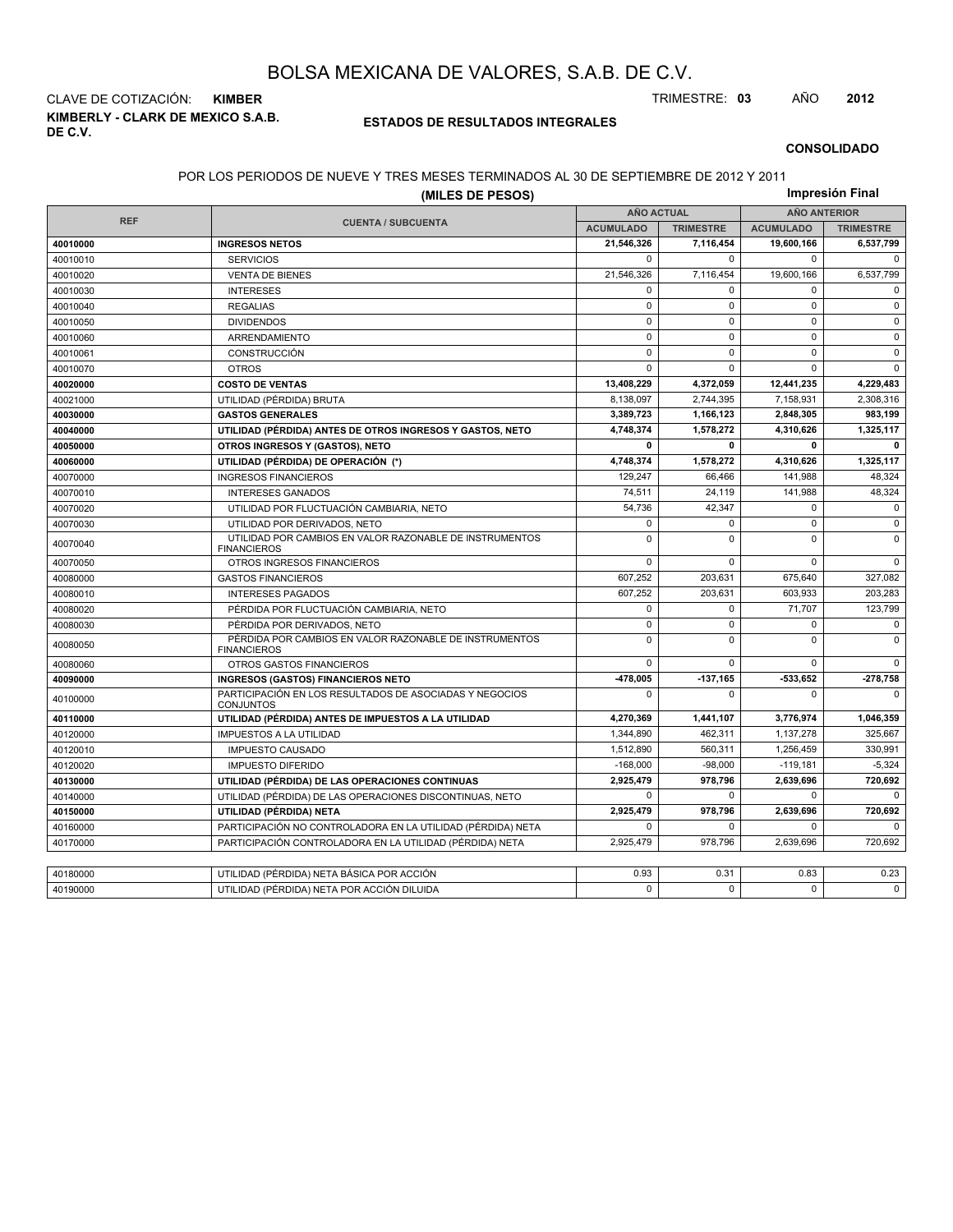# BOLSA MEXICANA DE VALORES, S.A.B. DE C.V.

CLAVE DE COTIZACIÓN: **KIMBER**

TRIMESTRE: **03** AÑO **2012**

**KIMBERLY - CLARK DE MEXICO S.A.B. DE C.V.**

## ESTADOS DE RESULTADOS INTEGRALES

**CONSOLIDADO**

POR LOS PERIODOS DE NUEVE Y TRES MESES TERMINADOS AL 30 DE SEPTIEMBRE DE 2012 Y 2011

**(MILES DE PESOS)**

**Impresión Final**

| REF | CUENTA / SUBCUENTA | AÑO ACTUAL | | AÑO ANTERIOR | |
|---|---|---|---|---|---|
| | | ACUMULADO | TRIMESTRE | ACUMULADO | TRIMESTRE |
| **40010000** | **INGRESOS NETOS** | **21,546,326** | **7,116,454** | **19,600,166** | **6,537,799** |
| 40010010 | SERVICIOS | 0 | 0 | 0 | 0 |
| 40010020 | VENTA DE BIENES | 21,546,326 | 7,116,454 | 19,600,166 | 6,537,799 |
| 40010030 | INTERESES | 0 | 0 | 0 | 0 |
| 40010040 | REGALIAS | 0 | 0 | 0 | 0 |
| 40010050 | DIVIDENDOS | 0 | 0 | 0 | 0 |
| 40010060 | ARRENDAMIENTO | 0 | 0 | 0 | 0 |
| 40010061 | CONSTRUCCIÓN | 0 | 0 | 0 | 0 |
| 40010070 | OTROS | 0 | 0 | 0 | 0 |
| **40020000** | **COSTO DE VENTAS** | **13,408,229** | **4,372,059** | **12,441,235** | **4,229,483** |
| 40021000 | UTILIDAD (PÉRDIDA) BRUTA | 8,138,097 | 2,744,395 | 7,158,931 | 2,308,316 |
| **40030000** | **GASTOS GENERALES** | **3,389,723** | **1,166,123** | **2,848,305** | **983,199** |
| **40040000** | **UTILIDAD (PÉRDIDA) ANTES DE OTROS INGRESOS Y GASTOS, NETO** | **4,748,374** | **1,578,272** | **4,310,626** | **1,325,117** |
| **40050000** | **OTROS INGRESOS Y (GASTOS), NETO** | **0** | **0** | **0** | **0** |
| **40060000** | **UTILIDAD (PÉRDIDA) DE OPERACIÓN (*)** | **4,748,374** | **1,578,272** | **4,310,626** | **1,325,117** |
| 40070000 | INGRESOS FINANCIEROS | 129,247 | 66,466 | 141,988 | 48,324 |
| 40070010 | INTERESES GANADOS | 74,511 | 24,119 | 141,988 | 48,324 |
| 40070020 | UTILIDAD POR FLUCTUACIÓN CAMBIARIA, NETO | 54,736 | 42,347 | 0 | 0 |
| 40070030 | UTILIDAD POR DERIVADOS, NETO | 0 | 0 | 0 | 0 |
| 40070040 | UTILIDAD POR CAMBIOS EN VALOR RAZONABLE DE INSTRUMENTOS FINANCIEROS | 0 | 0 | 0 | 0 |
| 40070050 | OTROS INGRESOS FINANCIEROS | 0 | 0 | 0 | 0 |
| 40080000 | GASTOS FINANCIEROS | 607,252 | 203,631 | 675,640 | 327,082 |
| 40080010 | INTERESES PAGADOS | 607,252 | 203,631 | 603,933 | 203,283 |
| 40080020 | PÉRDIDA POR FLUCTUACIÓN CAMBIARIA, NETO | 0 | 0 | 71,707 | 123,799 |
| 40080030 | PÉRDIDA POR DERIVADOS, NETO | 0 | 0 | 0 | 0 |
| 40080050 | PÉRDIDA POR CAMBIOS EN VALOR RAZONABLE DE INSTRUMENTOS FINANCIEROS | 0 | 0 | 0 | 0 |
| 40080060 | OTROS GASTOS FINANCIEROS | 0 | 0 | 0 | 0 |
| **40090000** | **INGRESOS (GASTOS) FINANCIEROS NETO** | **-478,005** | **-137,165** | **-533,652** | **-278,758** |
| 40100000 | PARTICIPACIÓN EN LOS RESULTADOS DE ASOCIADAS Y NEGOCIOS CONJUNTOS | 0 | 0 | 0 | 0 |
| **40110000** | **UTILIDAD (PÉRDIDA) ANTES DE IMPUESTOS A LA UTILIDAD** | **4,270,369** | **1,441,107** | **3,776,974** | **1,046,359** |
| 40120000 | IMPUESTOS A LA UTILIDAD | 1,344,890 | 462,311 | 1,137,278 | 325,667 |
| 40120010 | IMPUESTO CAUSADO | 1,512,890 | 560,311 | 1,256,459 | 330,991 |
| 40120020 | IMPUESTO DIFERIDO | -168,000 | -98,000 | -119,181 | -5,324 |
| **40130000** | **UTILIDAD (PÉRDIDA) DE LAS OPERACIONES CONTINUAS** | **2,925,479** | **978,796** | **2,639,696** | **720,692** |
| 40140000 | UTILIDAD (PÉRDIDA) DE LAS OPERACIONES DISCONTINUAS, NETO | 0 | 0 | 0 | 0 |
| **40150000** | **UTILIDAD (PÉRDIDA) NETA** | **2,925,479** | **978,796** | **2,639,696** | **720,692** |
| 40160000 | PARTICIPACIÓN NO CONTROLADORA EN LA UTILIDAD (PÉRDIDA) NETA | 0 | 0 | 0 | 0 |
| 40170000 | PARTICIPACIÓN CONTROLADORA EN LA UTILIDAD (PÉRDIDA) NETA | 2,925,479 | 978,796 | 2,639,696 | 720,692 |

| REF | CUENTA / SUBCUENTA | ACUMULADO | TRIMESTRE | ACUMULADO | TRIMESTRE |
|---|---|---|---|---|---|
| 40180000 | UTILIDAD (PÉRDIDA) NETA BÁSICA POR ACCIÓN | 0.93 | 0.31 | 0.83 | 0.23 |
| 40190000 | UTILIDAD (PÉRDIDA) NETA POR ACCIÓN DILUIDA | 0 | 0 | 0 | 0 |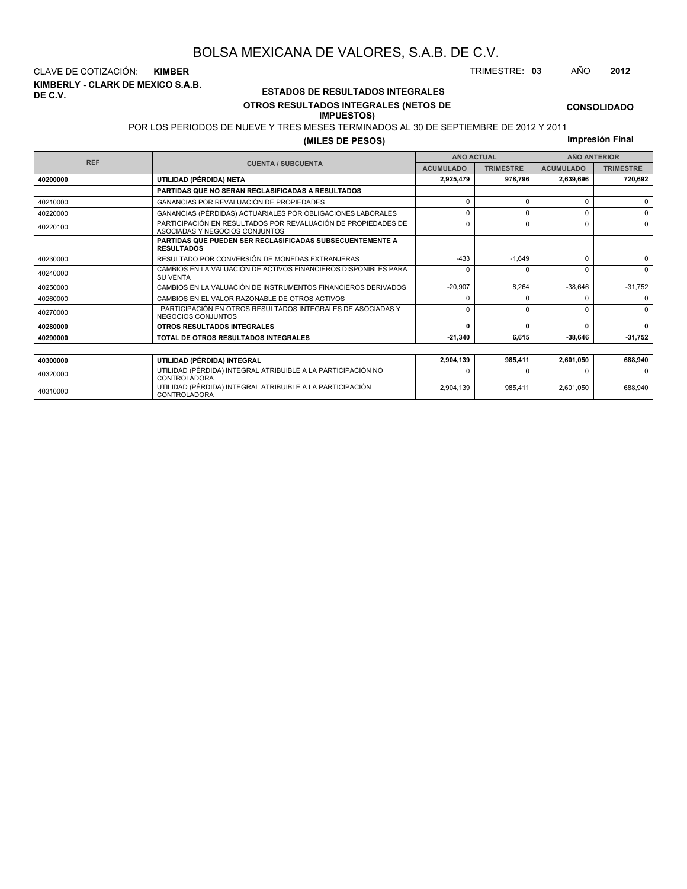# BOLSA MEXICANA DE VALORES, S.A.B. DE C.V.

CLAVE DE COTIZACIÓN: **KIMBER**

TRIMESTRE: **03** AÑO **2012**

**KIMBERLY - CLARK DE MEXICO S.A.B. DE C.V.**

## ESTADOS DE RESULTADOS INTEGRALES
### OTROS RESULTADOS INTEGRALES (NETOS DE IMPUESTOS)

**CONSOLIDADO**

POR LOS PERIODOS DE NUEVE Y TRES MESES TERMINADOS AL 30 DE SEPTIEMBRE DE 2012 Y 2011

**(MILES DE PESOS)**

**Impresión Final**

| REF | CUENTA / SUBCUENTA | AÑO ACTUAL | | AÑO ANTERIOR | |
|---|---|---|---|---|---|
| | | ACUMULADO | TRIMESTRE | ACUMULADO | TRIMESTRE |
| **40200000** | **UTILIDAD (PÉRDIDA) NETA** | **2,925,479** | **978,796** | **2,639,696** | **720,692** |
| | **PARTIDAS QUE NO SERAN RECLASIFICADAS A RESULTADOS** | | | | |
| 40210000 | GANANCIAS POR REVALUACIÓN DE PROPIEDADES | 0 | 0 | 0 | 0 |
| 40220000 | GANANCIAS (PÉRDIDAS) ACTUARIALES POR OBLIGACIONES LABORALES | 0 | 0 | 0 | 0 |
| 40220100 | PARTICIPACIÓN EN RESULTADOS POR REVALUACIÓN DE PROPIEDADES DE ASOCIADAS Y NEGOCIOS CONJUNTOS | 0 | 0 | 0 | 0 |
| | **PARTIDAS QUE PUEDEN SER RECLASIFICADAS SUBSECUENTEMENTE A RESULTADOS** | | | | |
| 40230000 | RESULTADO POR CONVERSIÓN DE MONEDAS EXTRANJERAS | -433 | -1,649 | 0 | 0 |
| 40240000 | CAMBIOS EN LA VALUACIÓN DE ACTIVOS FINANCIEROS DISPONIBLES PARA SU VENTA | 0 | 0 | 0 | 0 |
| 40250000 | CAMBIOS EN LA VALUACIÓN DE INSTRUMENTOS FINANCIEROS DERIVADOS | -20,907 | 8,264 | -38,646 | -31,752 |
| 40260000 | CAMBIOS EN EL VALOR RAZONABLE DE OTROS ACTIVOS | 0 | 0 | 0 | 0 |
| 40270000 | PARTICIPACIÓN EN OTROS RESULTADOS INTEGRALES DE ASOCIADAS Y NEGOCIOS CONJUNTOS | 0 | 0 | 0 | 0 |
| **40280000** | **OTROS RESULTADOS INTEGRALES** | **0** | **0** | **0** | **0** |
| **40290000** | **TOTAL DE OTROS RESULTADOS INTEGRALES** | **-21,340** | **6,615** | **-38,646** | **-31,752** |
| | | | | | |
| **40300000** | **UTILIDAD (PÉRDIDA) INTEGRAL** | **2,904,139** | **985,411** | **2,601,050** | **688,940** |
| 40320000 | UTILIDAD (PÉRDIDA) INTEGRAL ATRIBUIBLE A LA PARTICIPACIÓN NO CONTROLADORA | 0 | 0 | 0 | 0 |
| 40310000 | UTILIDAD (PÉRDIDA) INTEGRAL ATRIBUIBLE A LA PARTICIPACIÓN CONTROLADORA | 2,904,139 | 985,411 | 2,601,050 | 688,940 |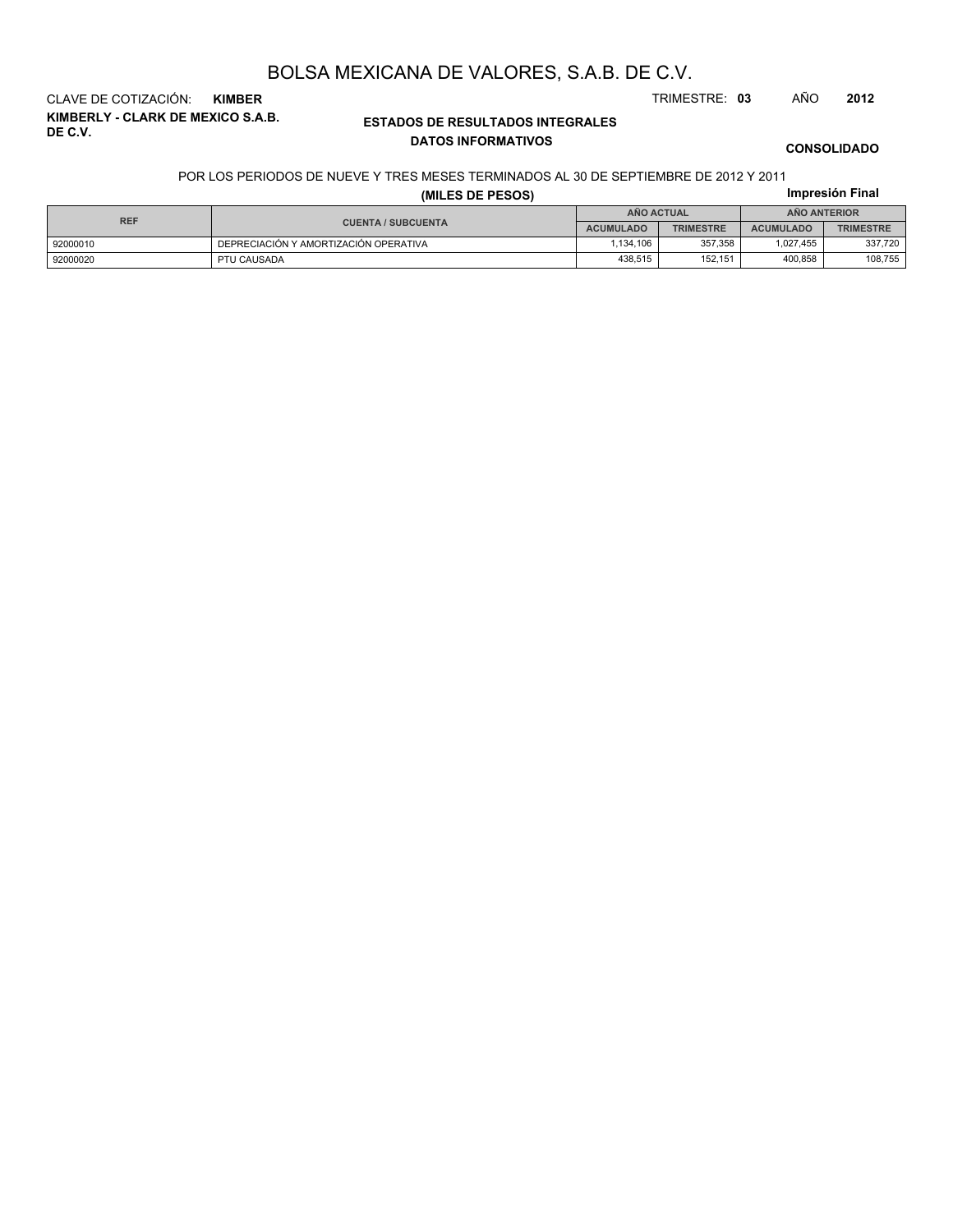# BOLSA MEXICANA DE VALORES, S.A.B. DE C.V.

CLAVE DE COTIZACIÓN: **KIMBER**

TRIMESTRE: **03** AÑO **2012**

**KIMBERLY - CLARK DE MEXICO S.A.B. DE C.V.**

## ESTADOS DE RESULTADOS INTEGRALES
### DATOS INFORMATIVOS

**CONSOLIDADO**

POR LOS PERIODOS DE NUEVE Y TRES MESES TERMINADOS AL 30 DE SEPTIEMBRE DE 2012 Y 2011

**(MILES DE PESOS)**

**Impresión Final**

| REF | CUENTA / SUBCUENTA | AÑO ACTUAL | | AÑO ANTERIOR | |
|---|---|---|---|---|---|
| | | ACUMULADO | TRIMESTRE | ACUMULADO | TRIMESTRE |
| 92000010 | DEPRECIACIÓN Y AMORTIZACIÓN OPERATIVA | 1,134,106 | 357,358 | 1,027,455 | 337,720 |
| 92000020 | PTU CAUSADA | 438,515 | 152,151 | 400,858 | 108,755 |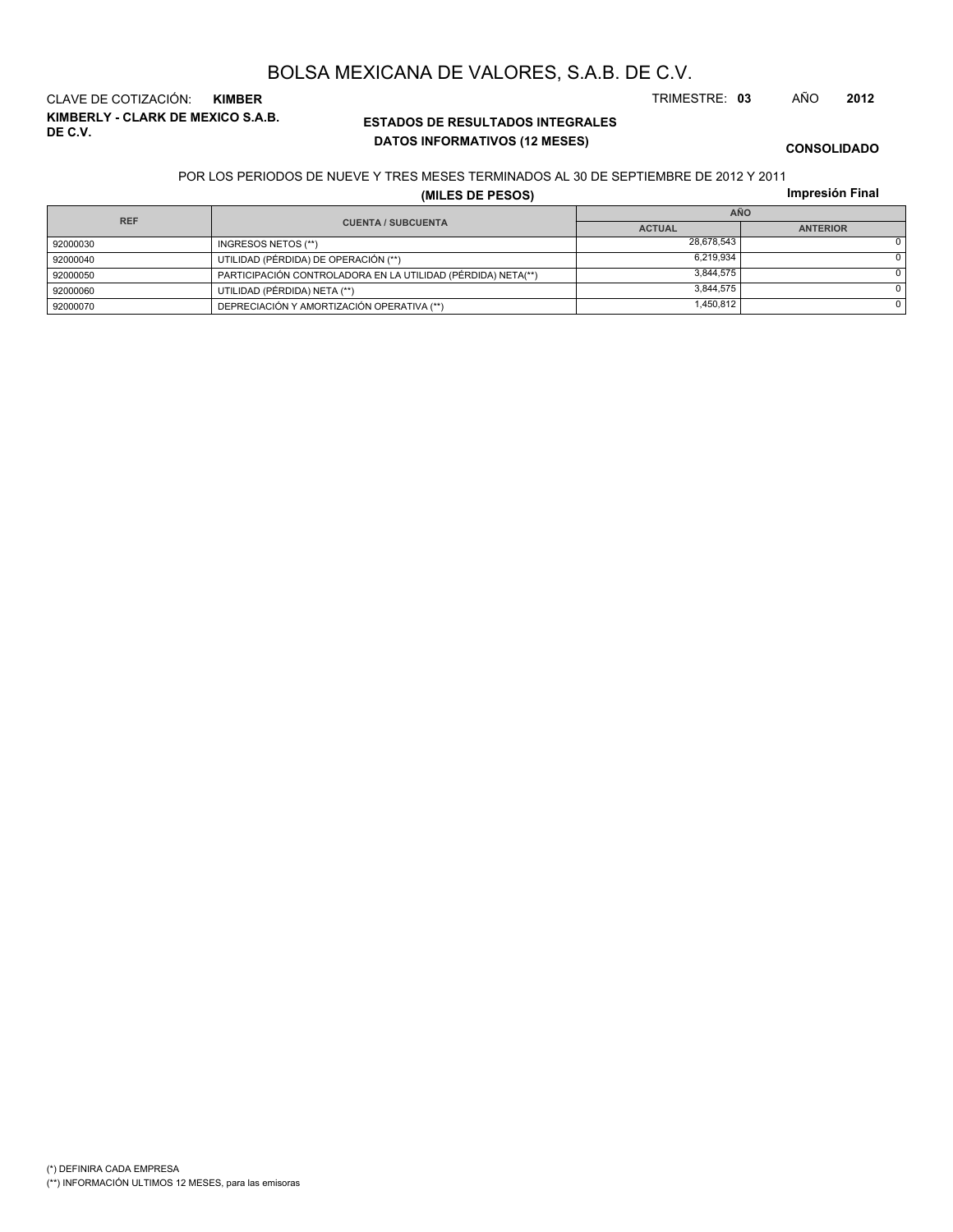# BOLSA MEXICANA DE VALORES, S.A.B. DE C.V.

CLAVE DE COTIZACIÓN: **KIMBER**

TRIMESTRE: **03** AÑO **2012**

**KIMBERLY - CLARK DE MEXICO S.A.B. DE C.V.**

**ESTADOS DE RESULTADOS INTEGRALES**
**DATOS INFORMATIVOS (12 MESES)**

**CONSOLIDADO**

POR LOS PERIODOS DE NUEVE Y TRES MESES TERMINADOS AL 30 DE SEPTIEMBRE DE 2012 Y 2011

**(MILES DE PESOS)**

**Impresión Final**

| REF | CUENTA / SUBCUENTA | AÑO | |
|---|---|---|---|
| | | ACTUAL | ANTERIOR |
| 92000030 | INGRESOS NETOS (**) | 28,678,543 | 0 |
| 92000040 | UTILIDAD (PÉRDIDA) DE OPERACIÓN (**) | 6,219,934 | 0 |
| 92000050 | PARTICIPACIÓN CONTROLADORA EN LA UTILIDAD (PÉRDIDA) NETA(**) | 3,844,575 | 0 |
| 92000060 | UTILIDAD (PÉRDIDA) NETA (**) | 3,844,575 | 0 |
| 92000070 | DEPRECIACIÓN Y AMORTIZACIÓN OPERATIVA (**) | 1,450,812 | 0 |

(*) DEFINIRA CADA EMPRESA
(**) INFORMACIÓN ULTIMOS 12 MESES, para las emisoras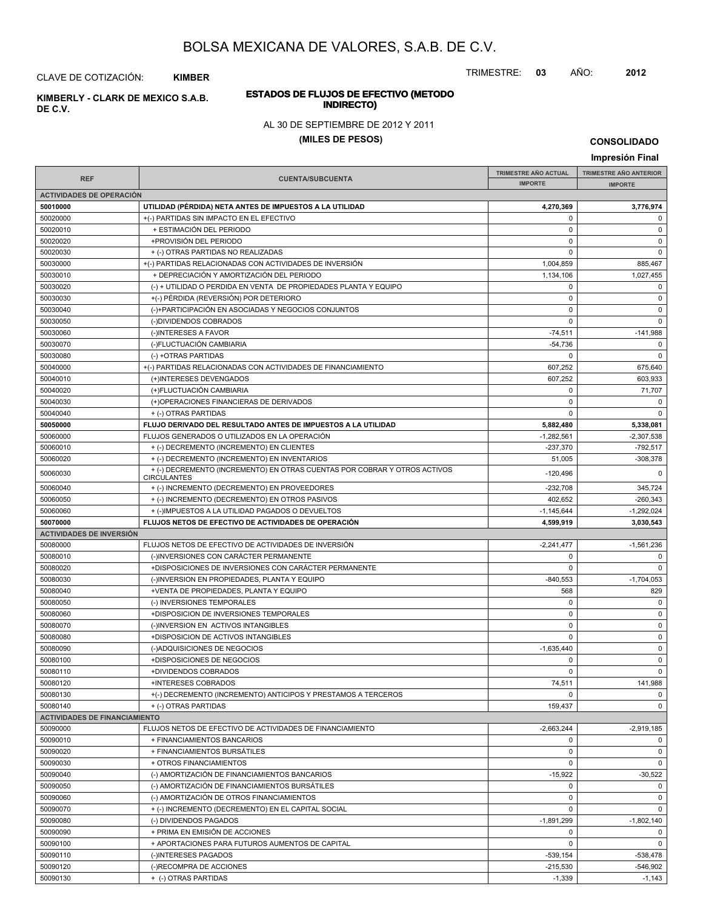# BOLSA MEXICANA DE VALORES, S.A.B. DE C.V.

CLAVE DE COTIZACIÓN: **KIMBER**

TRIMESTRE: **03** AÑO: **2012**

**KIMBERLY - CLARK DE MEXICO S.A.B. DE C.V.**

## ESTADOS DE FLUJOS DE EFECTIVO (METODO INDIRECTO)

AL 30 DE SEPTIEMBRE DE 2012 Y 2011

**(MILES DE PESOS)**

**CONSOLIDADO**

**Impresión Final**

| REF | CUENTA/SUBCUENTA | TRIMESTRE AÑO ACTUAL IMPORTE | TRIMESTRE AÑO ANTERIOR IMPORTE |
|---|---|---|---|
| **ACTIVIDADES DE OPERACIÓN** | | | |
| **50010000** | **UTILIDAD (PÉRDIDA) NETA ANTES DE IMPUESTOS A LA UTILIDAD** | **4,270,369** | **3,776,974** |
| 50020000 | +(-) PARTIDAS SIN IMPACTO EN EL EFECTIVO | 0 | 0 |
| 50020010 | + ESTIMACIÓN DEL PERIODO | 0 | 0 |
| 50020020 | +PROVISIÓN DEL PERIODO | 0 | 0 |
| 50020030 | + (-) OTRAS PARTIDAS NO REALIZADAS | 0 | 0 |
| 50030000 | +(-) PARTIDAS RELACIONADAS CON ACTIVIDADES DE INVERSIÓN | 1,004,859 | 885,467 |
| 50030010 | + DEPRECIACIÓN Y AMORTIZACIÓN DEL PERIODO | 1,134,106 | 1,027,455 |
| 50030020 | (-) + UTILIDAD O PERDIDA EN VENTA DE PROPIEDADES PLANTA Y EQUIPO | 0 | 0 |
| 50030030 | +(-) PÉRDIDA (REVERSIÓN) POR DETERIORO | 0 | 0 |
| 50030040 | (-)+PARTICIPACIÓN EN ASOCIADAS Y NEGOCIOS CONJUNTOS | 0 | 0 |
| 50030050 | (-)DIVIDENDOS COBRADOS | 0 | 0 |
| 50030060 | (-)INTERESES A FAVOR | -74,511 | -141,988 |
| 50030070 | (-)FLUCTUACIÓN CAMBIARIA | -54,736 | 0 |
| 50030080 | (-) +OTRAS PARTIDAS | 0 | 0 |
| 50040000 | +(-) PARTIDAS RELACIONADAS CON ACTIVIDADES DE FINANCIAMIENTO | 607,252 | 675,640 |
| 50040010 | (+)INTERESES DEVENGADOS | 607,252 | 603,933 |
| 50040020 | (+)FLUCTUACIÓN CAMBIARIA | 0 | 71,707 |
| 50040030 | (+)OPERACIONES FINANCIERAS DE DERIVADOS | 0 | 0 |
| 50040040 | + (-) OTRAS PARTIDAS | 0 | 0 |
| **50050000** | **FLUJO DERIVADO DEL RESULTADO ANTES DE IMPUESTOS A LA UTILIDAD** | **5,882,480** | **5,338,081** |
| 50060000 | FLUJOS GENERADOS O UTILIZADOS EN LA OPERACIÓN | -1,282,561 | -2,307,538 |
| 50060010 | + (-) DECREMENTO (INCREMENTO) EN CLIENTES | -237,370 | -792,517 |
| 50060020 | + (-) DECREMENTO (INCREMENTO) EN INVENTARIOS | 51,005 | -308,378 |
| 50060030 | + (-) DECREMENTO (INCREMENTO) EN OTRAS CUENTAS POR COBRAR Y OTROS ACTIVOS CIRCULANTES | -120,496 | 0 |
| 50060040 | + (-) INCREMENTO (DECREMENTO) EN PROVEEDORES | -232,708 | 345,724 |
| 50060050 | + (-) INCREMENTO (DECREMENTO) EN OTROS PASIVOS | 402,652 | -260,343 |
| 50060060 | + (-)IMPUESTOS A LA UTILIDAD PAGADOS O DEVUELTOS | -1,145,644 | -1,292,024 |
| **50070000** | **FLUJOS NETOS DE EFECTIVO DE ACTIVIDADES DE OPERACIÓN** | **4,599,919** | **3,030,543** |
| **ACTIVIDADES DE INVERSIÓN** | | | |
| 50080000 | FLUJOS NETOS DE EFECTIVO DE ACTIVIDADES DE INVERSIÓN | -2,241,477 | -1,561,236 |
| 50080010 | (-)INVERSIONES CON CARÁCTER PERMANENTE | 0 | 0 |
| 50080020 | +DISPOSICIONES DE INVERSIONES CON CARÁCTER PERMANENTE | 0 | 0 |
| 50080030 | (-)INVERSION EN PROPIEDADES, PLANTA Y EQUIPO | -840,553 | -1,704,053 |
| 50080040 | +VENTA DE PROPIEDADES, PLANTA Y EQUIPO | 568 | 829 |
| 50080050 | (-) INVERSIONES TEMPORALES | 0 | 0 |
| 50080060 | +DISPOSICION DE INVERSIONES TEMPORALES | 0 | 0 |
| 50080070 | (-)INVERSION EN ACTIVOS INTANGIBLES | 0 | 0 |
| 50080080 | +DISPOSICION DE ACTIVOS INTANGIBLES | 0 | 0 |
| 50080090 | (-)ADQUISICIONES DE NEGOCIOS | -1,635,440 | 0 |
| 50080100 | +DISPOSICIONES DE NEGOCIOS | 0 | 0 |
| 50080110 | +DIVIDENDOS COBRADOS | 0 | 0 |
| 50080120 | +INTERESES COBRADOS | 74,511 | 141,988 |
| 50080130 | +(-) DECREMENTO (INCREMENTO) ANTICIPOS Y PRESTAMOS A TERCEROS | 0 | 0 |
| 50080140 | + (-) OTRAS PARTIDAS | 159,437 | 0 |
| **ACTIVIDADES DE FINANCIAMIENTO** | | | |
| 50090000 | FLUJOS NETOS DE EFECTIVO DE ACTIVIDADES DE FINANCIAMIENTO | -2,663,244 | -2,919,185 |
| 50090010 | + FINANCIAMIENTOS BANCARIOS | 0 | 0 |
| 50090020 | + FINANCIAMIENTOS BURSÁTILES | 0 | 0 |
| 50090030 | + OTROS FINANCIAMIENTOS | 0 | 0 |
| 50090040 | (-) AMORTIZACIÓN DE FINANCIAMIENTOS BANCARIOS | -15,922 | -30,522 |
| 50090050 | (-) AMORTIZACIÓN DE FINANCIAMIENTOS BURSÁTILES | 0 | 0 |
| 50090060 | (-) AMORTIZACIÓN DE OTROS FINANCIAMIENTOS | 0 | 0 |
| 50090070 | + (-) INCREMENTO (DECREMENTO) EN EL CAPITAL SOCIAL | 0 | 0 |
| 50090080 | (-) DIVIDENDOS PAGADOS | -1,891,299 | -1,802,140 |
| 50090090 | + PRIMA EN EMISIÓN DE ACCIONES | 0 | 0 |
| 50090100 | + APORTACIONES PARA FUTUROS AUMENTOS DE CAPITAL | 0 | 0 |
| 50090110 | (-)INTERESES PAGADOS | -539,154 | -538,478 |
| 50090120 | (-)RECOMPRA DE ACCIONES | -215,530 | -546,902 |
| 50090130 | + (-) OTRAS PARTIDAS | -1,339 | -1,143 |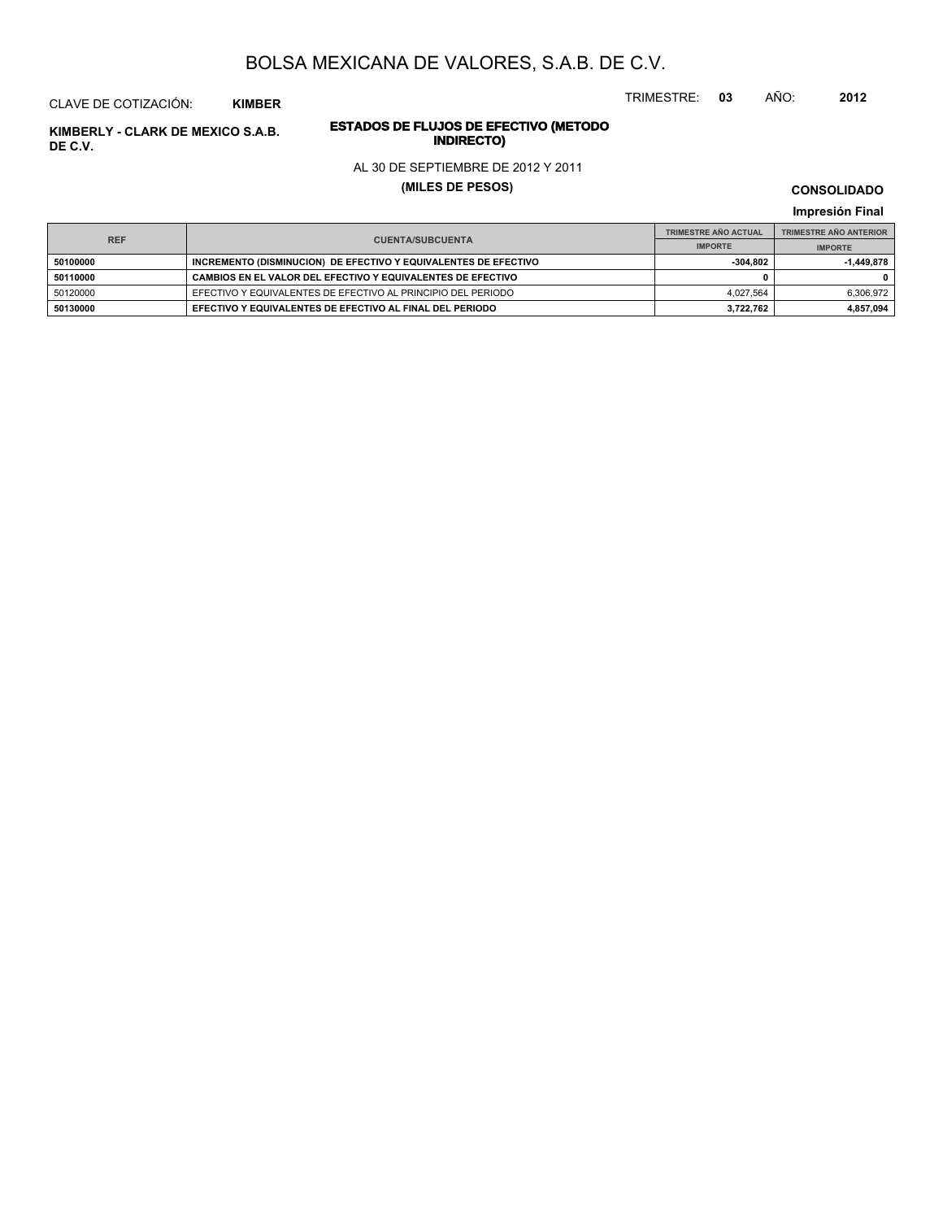# BOLSA MEXICANA DE VALORES, S.A.B. DE C.V.

CLAVE DE COTIZACIÓN: **KIMBER**

TRIMESTRE: **03** AÑO: **2012**

**KIMBERLY - CLARK DE MEXICO S.A.B. DE C.V.**

## ESTADOS DE FLUJOS DE EFECTIVO (METODO INDIRECTO)

AL 30 DE SEPTIEMBRE DE 2012 Y 2011

**(MILES DE PESOS)**

**CONSOLIDADO**

**Impresión Final**

| REF | CUENTA/SUBCUENTA | TRIMESTRE AÑO ACTUAL | TRIMESTRE AÑO ANTERIOR |
|---|---|---|---|
| | | IMPORTE | IMPORTE |
| **50100000** | **INCREMENTO (DISMINUCION) DE EFECTIVO Y EQUIVALENTES DE EFECTIVO** | **-304,802** | **-1,449,878** |
| **50110000** | **CAMBIOS EN EL VALOR DEL EFECTIVO Y EQUIVALENTES DE EFECTIVO** | **0** | **0** |
| 50120000 | EFECTIVO Y EQUIVALENTES DE EFECTIVO AL PRINCIPIO DEL PERIODO | 4,027,564 | 6,306,972 |
| **50130000** | **EFECTIVO Y EQUIVALENTES DE EFECTIVO AL FINAL DEL PERIODO** | **3,722,762** | **4,857,094** |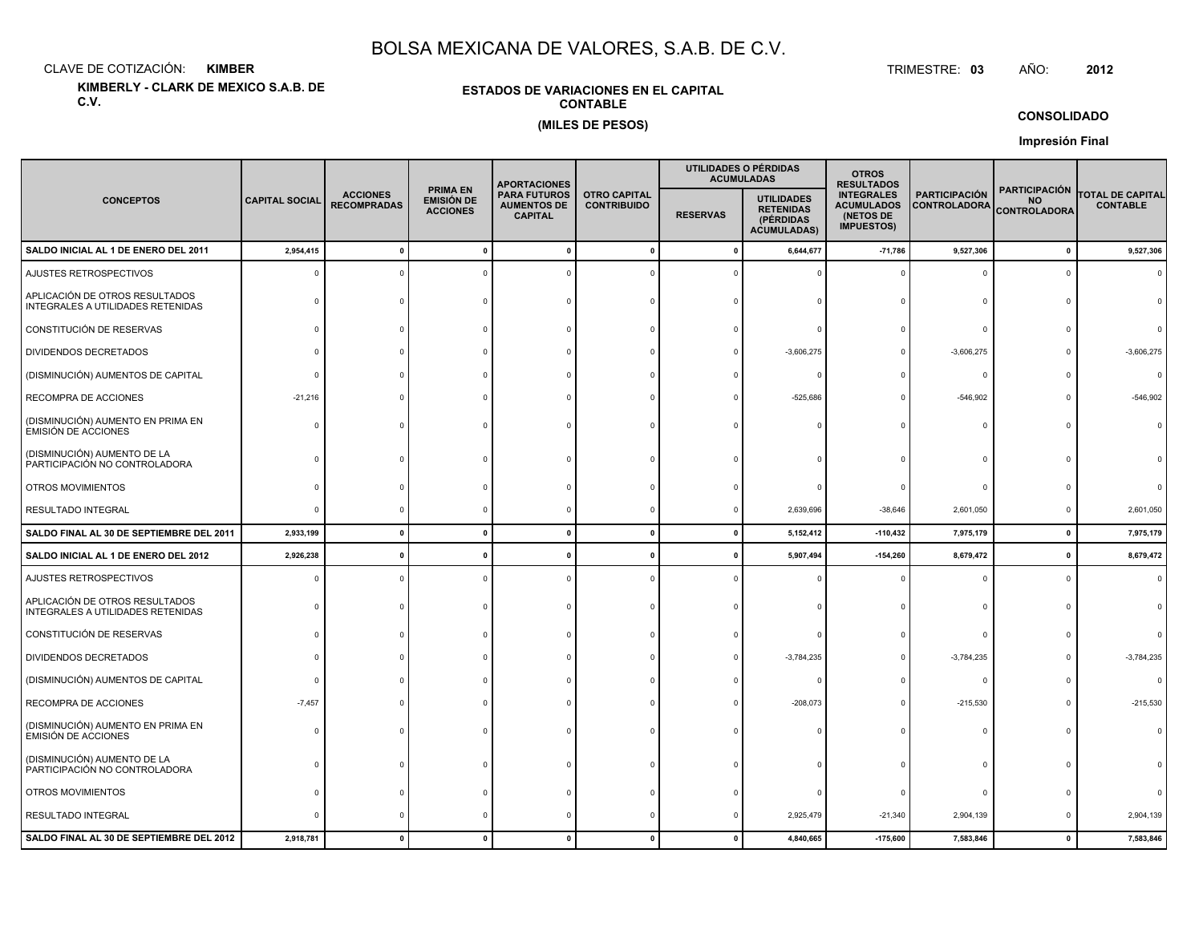# BOLSA MEXICANA DE VALORES, S.A.B. DE C.V.

CLAVE DE COTIZACIÓN: **KIMBER**

TRIMESTRE: **03** AÑO: **2012**

**KIMBERLY - CLARK DE MEXICO S.A.B. DE C.V.**

**ESTADOS DE VARIACIONES EN EL CAPITAL CONTABLE**

**(MILES DE PESOS)**

**CONSOLIDADO**

**Impresión Final**

| CONCEPTOS | CAPITAL SOCIAL | ACCIONES RECOMPRADAS | PRIMA EN EMISIÓN DE ACCIONES | APORTACIONES PARA FUTUROS AUMENTOS DE CAPITAL | OTRO CAPITAL CONTRIBUIDO | UTILIDADES O PÉRDIDAS ACUMULADAS | | OTROS RESULTADOS INTEGRALES ACUMULADOS (NETOS DE IMPUESTOS) | PARTICIPACIÓN CONTROLADORA | PARTICIPACIÓN NO CONTROLADORA | TOTAL DE CAPITAL CONTABLE |
|---|---|---|---|---|---|---|---|---|---|---|---|
| | | | | | | RESERVAS | UTILIDADES RETENIDAS (PÉRDIDAS ACUMULADAS) | | | | |
| **SALDO INICIAL AL 1 DE ENERO DEL 2011** | **2,954,415** | **0** | **0** | **0** | **0** | **0** | **6,644,677** | **-71,786** | **9,527,306** | **0** | **9,527,306** |
| AJUSTES RETROSPECTIVOS | 0 | 0 | 0 | 0 | 0 | 0 | 0 | 0 | 0 | 0 | 0 |
| APLICACIÓN DE OTROS RESULTADOS INTEGRALES A UTILIDADES RETENIDAS | 0 | 0 | 0 | 0 | 0 | 0 | 0 | 0 | 0 | 0 | 0 |
| CONSTITUCIÓN DE RESERVAS | 0 | 0 | 0 | 0 | 0 | 0 | 0 | 0 | 0 | 0 | 0 |
| DIVIDENDOS DECRETADOS | 0 | 0 | 0 | 0 | 0 | 0 | -3,606,275 | 0 | -3,606,275 | 0 | -3,606,275 |
| (DISMINUCIÓN) AUMENTOS DE CAPITAL | 0 | 0 | 0 | 0 | 0 | 0 | 0 | 0 | 0 | 0 | 0 |
| RECOMPRA DE ACCIONES | -21,216 | 0 | 0 | 0 | 0 | 0 | -525,686 | 0 | -546,902 | 0 | -546,902 |
| (DISMINUCIÓN) AUMENTO EN PRIMA EN EMISIÓN DE ACCIONES | 0 | 0 | 0 | 0 | 0 | 0 | 0 | 0 | 0 | 0 | 0 |
| (DISMINUCIÓN) AUMENTO DE LA PARTICIPACIÓN NO CONTROLADORA | 0 | 0 | 0 | 0 | 0 | 0 | 0 | 0 | 0 | 0 | 0 |
| OTROS MOVIMIENTOS | 0 | 0 | 0 | 0 | 0 | 0 | 0 | 0 | 0 | 0 | 0 |
| RESULTADO INTEGRAL | 0 | 0 | 0 | 0 | 0 | 0 | 2,639,696 | -38,646 | 2,601,050 | 0 | 2,601,050 |
| **SALDO FINAL AL 30 DE SEPTIEMBRE DEL 2011** | **2,933,199** | **0** | **0** | **0** | **0** | **0** | **5,152,412** | **-110,432** | **7,975,179** | **0** | **7,975,179** |
| **SALDO INICIAL AL 1 DE ENERO DEL 2012** | **2,926,238** | **0** | **0** | **0** | **0** | **0** | **5,907,494** | **-154,260** | **8,679,472** | **0** | **8,679,472** |
| AJUSTES RETROSPECTIVOS | 0 | 0 | 0 | 0 | 0 | 0 | 0 | 0 | 0 | 0 | 0 |
| APLICACIÓN DE OTROS RESULTADOS INTEGRALES A UTILIDADES RETENIDAS | 0 | 0 | 0 | 0 | 0 | 0 | 0 | 0 | 0 | 0 | 0 |
| CONSTITUCIÓN DE RESERVAS | 0 | 0 | 0 | 0 | 0 | 0 | 0 | 0 | 0 | 0 | 0 |
| DIVIDENDOS DECRETADOS | 0 | 0 | 0 | 0 | 0 | 0 | -3,784,235 | 0 | -3,784,235 | 0 | -3,784,235 |
| (DISMINUCIÓN) AUMENTOS DE CAPITAL | 0 | 0 | 0 | 0 | 0 | 0 | 0 | 0 | 0 | 0 | 0 |
| RECOMPRA DE ACCIONES | -7,457 | 0 | 0 | 0 | 0 | 0 | -208,073 | 0 | -215,530 | 0 | -215,530 |
| (DISMINUCIÓN) AUMENTO EN PRIMA EN EMISIÓN DE ACCIONES | 0 | 0 | 0 | 0 | 0 | 0 | 0 | 0 | 0 | 0 | 0 |
| (DISMINUCIÓN) AUMENTO DE LA PARTICIPACIÓN NO CONTROLADORA | 0 | 0 | 0 | 0 | 0 | 0 | 0 | 0 | 0 | 0 | 0 |
| OTROS MOVIMIENTOS | 0 | 0 | 0 | 0 | 0 | 0 | 0 | 0 | 0 | 0 | 0 |
| RESULTADO INTEGRAL | 0 | 0 | 0 | 0 | 0 | 0 | 2,925,479 | -21,340 | 2,904,139 | 0 | 2,904,139 |
| **SALDO FINAL AL 30 DE SEPTIEMBRE DEL 2012** | **2,918,781** | **0** | **0** | **0** | **0** | **0** | **4,840,665** | **-175,600** | **7,583,846** | **0** | **7,583,846** |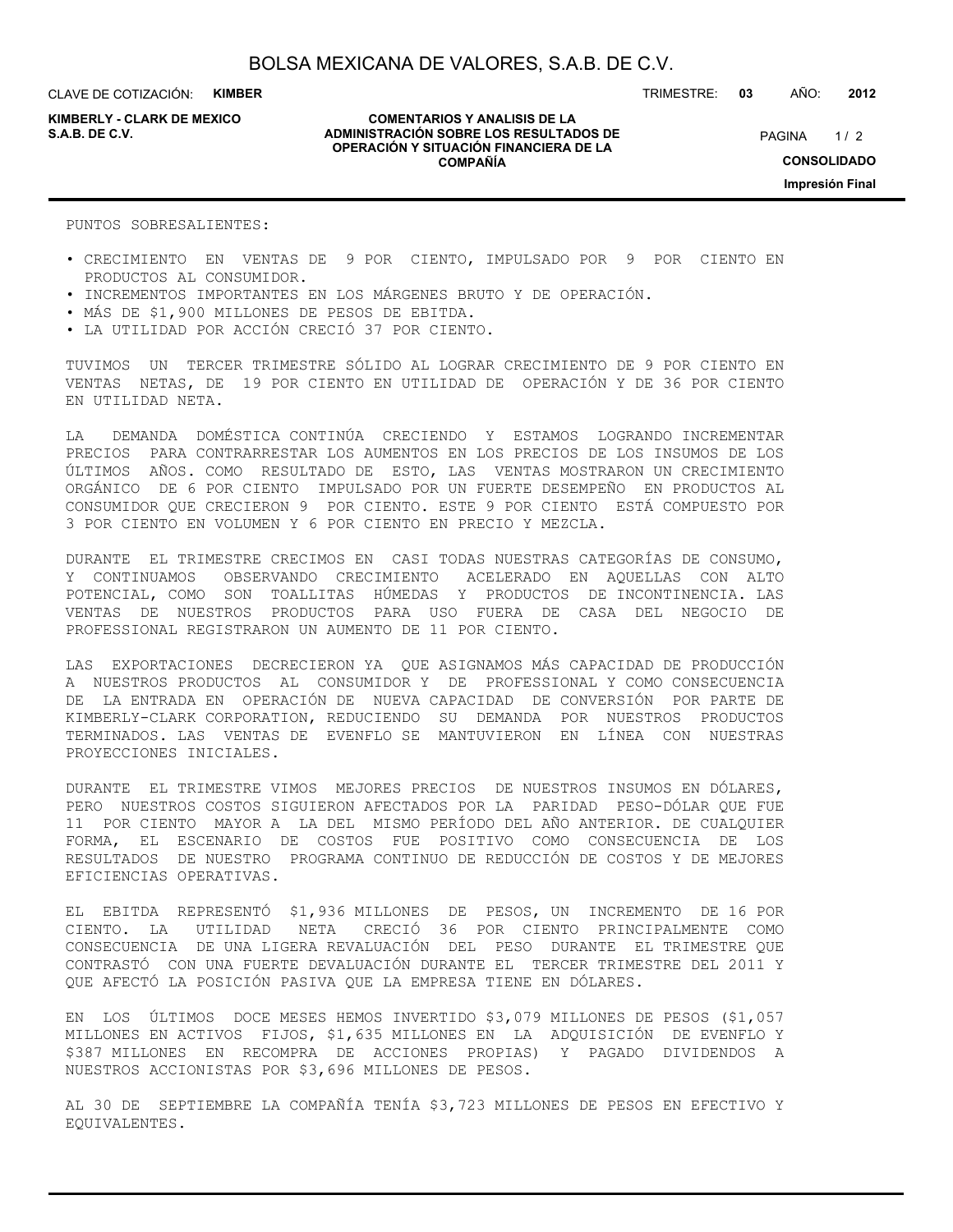PUNTOS SOBRESALIENTES:

- CRECIMIENTO EN VENTAS DE 9 POR CIENTO, IMPULSADO POR 9 POR CIENTO EN PRODUCTOS AL CONSUMIDOR.
- INCREMENTOS IMPORTANTES EN LOS MÁRGENES BRUTO Y DE OPERACIÓN.
- MÁS DE $1,900 MILLONES DE PESOS DE EBITDA.
- LA UTILIDAD POR ACCIÓN CRECIÓ 37 POR CIENTO.

TUVIMOS UN TERCER TRIMESTRE SÓLIDO AL LOGRAR CRECIMIENTO DE 9 POR CIENTO EN VENTAS NETAS, DE 19 POR CIENTO EN UTILIDAD DE OPERACIÓN Y DE 36 POR CIENTO EN UTILIDAD NETA.

LA DEMANDA DOMÉSTICA CONTINÚA CRECIENDO Y ESTAMOS LOGRANDO INCREMENTAR PRECIOS PARA CONTRARRESTAR LOS AUMENTOS EN LOS PRECIOS DE LOS INSUMOS DE LOS ÚLTIMOS AÑOS. COMO RESULTADO DE ESTO, LAS VENTAS MOSTRARON UN CRECIMIENTO ORGÁNICO DE 6 POR CIENTO IMPULSADO POR UN FUERTE DESEMPEÑO EN PRODUCTOS AL CONSUMIDOR QUE CRECIERON 9 POR CIENTO. ESTE 9 POR CIENTO ESTÁ COMPUESTO POR 3 POR CIENTO EN VOLUMEN Y 6 POR CIENTO EN PRECIO Y MEZCLA.

DURANTE EL TRIMESTRE CRECIMOS EN CASI TODAS NUESTRAS CATEGORÍAS DE CONSUMO, Y CONTINUAMOS OBSERVANDO CRECIMIENTO ACELERADO EN AQUELLAS CON ALTO POTENCIAL, COMO SON TOALLITAS HÚMEDAS Y PRODUCTOS DE INCONTINENCIA. LAS VENTAS DE NUESTROS PRODUCTOS PARA USO FUERA DE CASA DEL NEGOCIO DE PROFESSIONAL REGISTRARON UN AUMENTO DE 11 POR CIENTO.

LAS EXPORTACIONES DECRECIERON YA QUE ASIGNAMOS MÁS CAPACIDAD DE PRODUCCIÓN A NUESTROS PRODUCTOS AL CONSUMIDOR Y DE PROFESSIONAL Y COMO CONSECUENCIA DE LA ENTRADA EN OPERACIÓN DE NUEVA CAPACIDAD DE CONVERSIÓN POR PARTE DE KIMBERLY-CLARK CORPORATION, REDUCIENDO SU DEMANDA POR NUESTROS PRODUCTOS TERMINADOS. LAS VENTAS DE EVENFLO SE MANTUVIERON EN LÍNEA CON NUESTRAS PROYECCIONES INICIALES.

DURANTE EL TRIMESTRE VIMOS MEJORES PRECIOS DE NUESTROS INSUMOS EN DÓLARES, PERO NUESTROS COSTOS SIGUIERON AFECTADOS POR LA PARIDAD PESO-DÓLAR QUE FUE 11 POR CIENTO MAYOR A LA DEL MISMO PERÍODO DEL AÑO ANTERIOR. DE CUALQUIER FORMA, EL ESCENARIO DE COSTOS FUE POSITIVO COMO CONSECUENCIA DE LOS RESULTADOS DE NUESTRO PROGRAMA CONTINUO DE REDUCCIÓN DE COSTOS Y DE MEJORES EFICIENCIAS OPERATIVAS.

EL EBITDA REPRESENTÓ $1,936 MILLONES DE PESOS, UN INCREMENTO DE 16 POR CIENTO. LA UTILIDAD NETA CRECIÓ 36 POR CIENTO PRINCIPALMENTE COMO CONSECUENCIA DE UNA LIGERA REVALUACIÓN DEL PESO DURANTE EL TRIMESTRE QUE CONTRASTÓ CON UNA FUERTE DEVALUACIÓN DURANTE EL TERCER TRIMESTRE DEL 2011 Y QUE AFECTÓ LA POSICIÓN PASIVA QUE LA EMPRESA TIENE EN DÓLARES.

EN LOS ÚLTIMOS DOCE MESES HEMOS INVERTIDO $3,079 MILLONES DE PESOS ($1,057 MILLONES EN ACTIVOS FIJOS, $1,635 MILLONES EN LA ADQUISICIÓN DE EVENFLO Y $387 MILLONES EN RECOMPRA DE ACCIONES PROPIAS) Y PAGADO DIVIDENDOS A NUESTROS ACCIONISTAS POR $3,696 MILLONES DE PESOS.

AL 30 DE SEPTIEMBRE LA COMPAÑÍA TENÍA $3,723 MILLONES DE PESOS EN EFECTIVO Y EQUIVALENTES.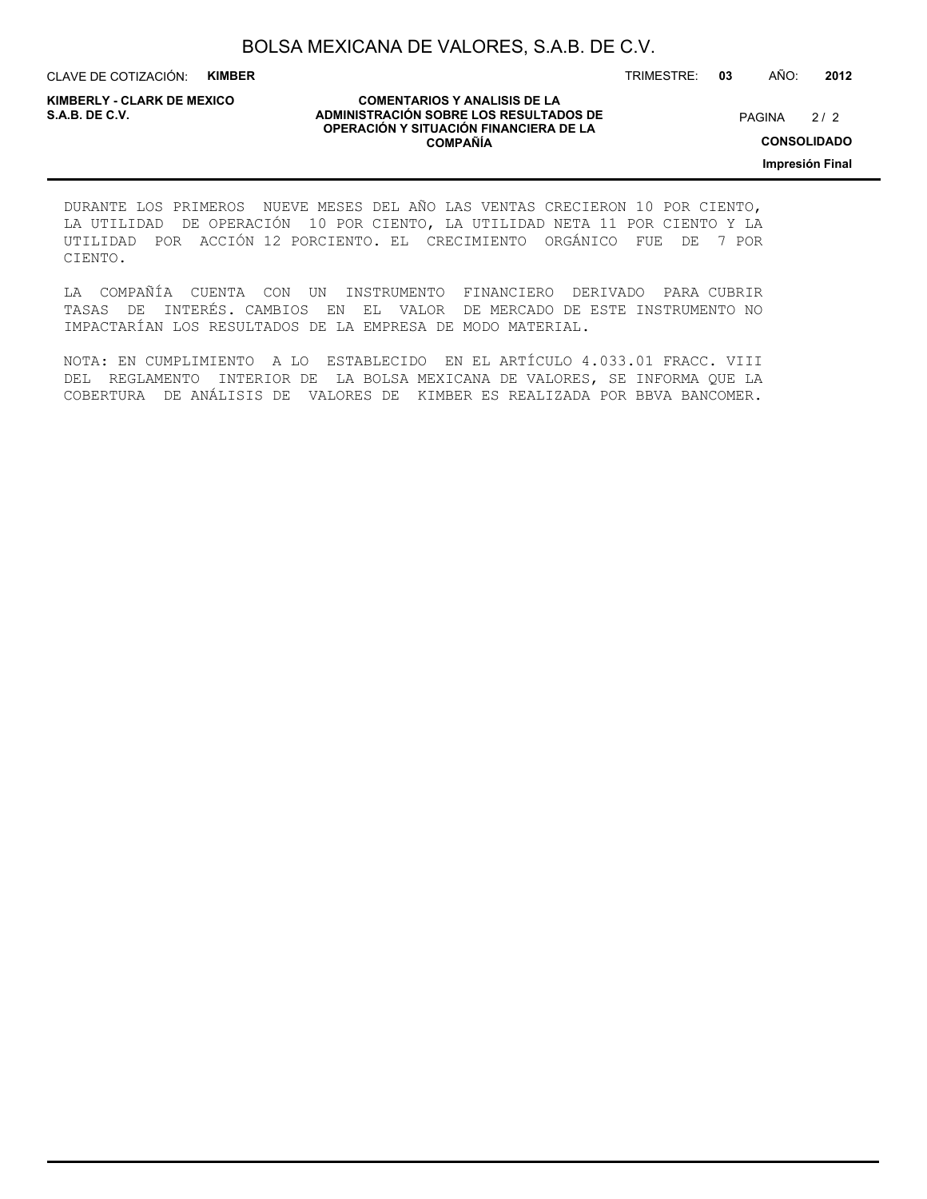DURANTE LOS PRIMEROS NUEVE MESES DEL AÑO LAS VENTAS CRECIERON 10 POR CIENTO, LA UTILIDAD DE OPERACIÓN 10 POR CIENTO, LA UTILIDAD NETA 11 POR CIENTO Y LA UTILIDAD POR ACCIÓN 12 PORCIENTO. EL CRECIMIENTO ORGÁNICO FUE DE 7 POR CIENTO.

LA COMPAÑÍA CUENTA CON UN INSTRUMENTO FINANCIERO DERIVADO PARA CUBRIR TASAS DE INTERÉS. CAMBIOS EN EL VALOR DE MERCADO DE ESTE INSTRUMENTO NO IMPACTARÍAN LOS RESULTADOS DE LA EMPRESA DE MODO MATERIAL.

NOTA: EN CUMPLIMIENTO A LO ESTABLECIDO EN EL ARTÍCULO 4.033.01 FRACC. VIII DEL REGLAMENTO INTERIOR DE LA BOLSA MEXICANA DE VALORES, SE INFORMA QUE LA COBERTURA DE ANÁLISIS DE VALORES DE KIMBER ES REALIZADA POR BBVA BANCOMER.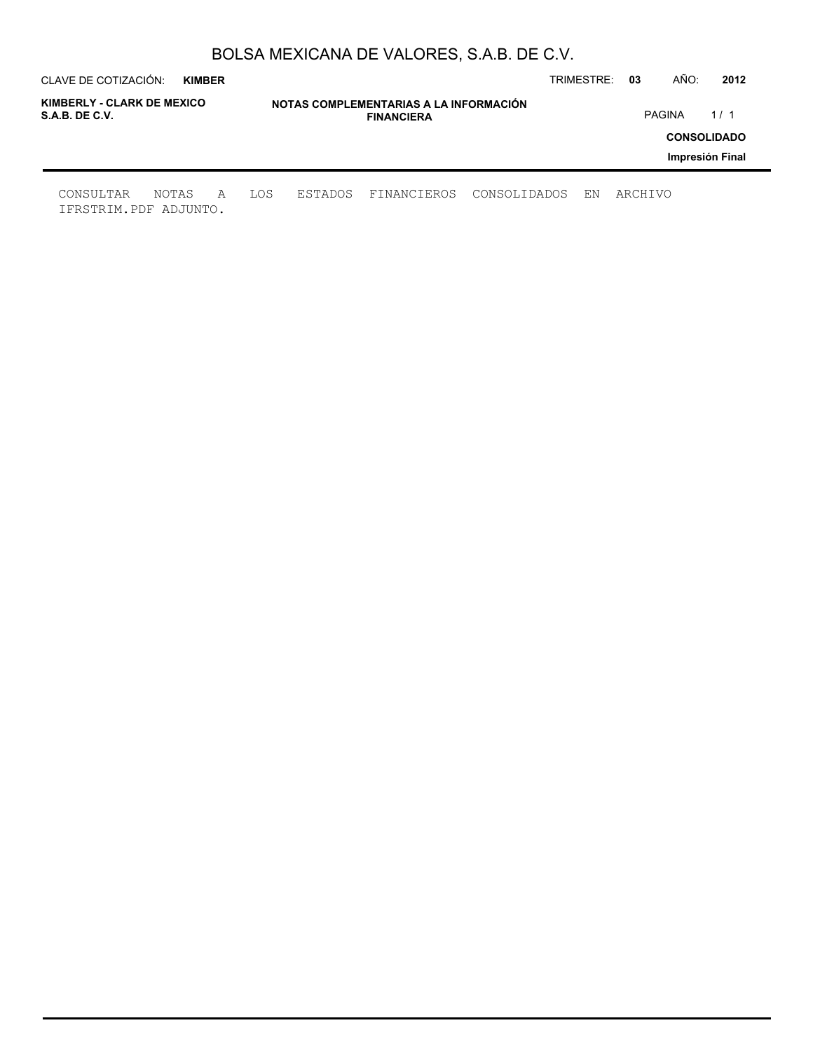# NOTAS COMPLEMENTARIAS A LA INFORMACIÓN FINANCIERA

CONSULTAR NOTAS A LOS ESTADOS FINANCIEROS CONSOLIDADOS EN ARCHIVO IFRSTRIM.PDF ADJUNTO.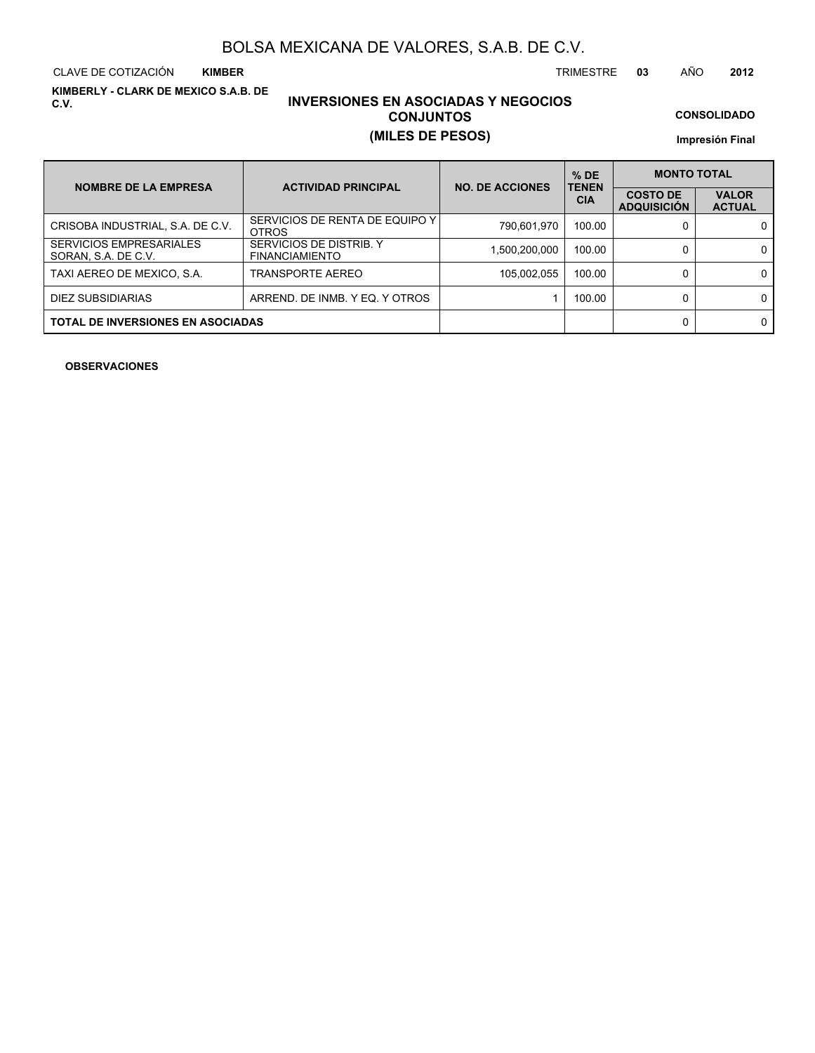# BOLSA MEXICANA DE VALORES, S.A.B. DE C.V.

CLAVE DE COTIZACIÓN **KIMBER** TRIMESTRE **03** AÑO **2012**

**KIMBERLY - CLARK DE MEXICO S.A.B. DE C.V.**

## INVERSIONES EN ASOCIADAS Y NEGOCIOS CONJUNTOS
## (MILES DE PESOS)

**CONSOLIDADO**

**Impresión Final**

| NOMBRE DE LA EMPRESA | ACTIVIDAD PRINCIPAL | NO. DE ACCIONES | % DE TENENCIA | MONTO TOTAL | |
|---|---|---|---|---|---|
| | | | | COSTO DE ADQUISICIÓN | VALOR ACTUAL |
| CRISOBA INDUSTRIAL, S.A. DE C.V. | SERVICIOS DE RENTA DE EQUIPO Y OTROS | 790,601,970 | 100.00 | 0 | 0 |
| SERVICIOS EMPRESARIALES SORAN, S.A. DE C.V. | SERVICIOS DE DISTRIB. Y FINANCIAMIENTO | 1,500,200,000 | 100.00 | 0 | 0 |
| TAXI AEREO DE MEXICO, S.A. | TRANSPORTE AEREO | 105,002,055 | 100.00 | 0 | 0 |
| DIEZ SUBSIDIARIAS | ARREND. DE INMB. Y EQ. Y OTROS | 1 | 100.00 | 0 | 0 |
| **TOTAL DE INVERSIONES EN ASOCIADAS** | | | | 0 | 0 |

**OBSERVACIONES**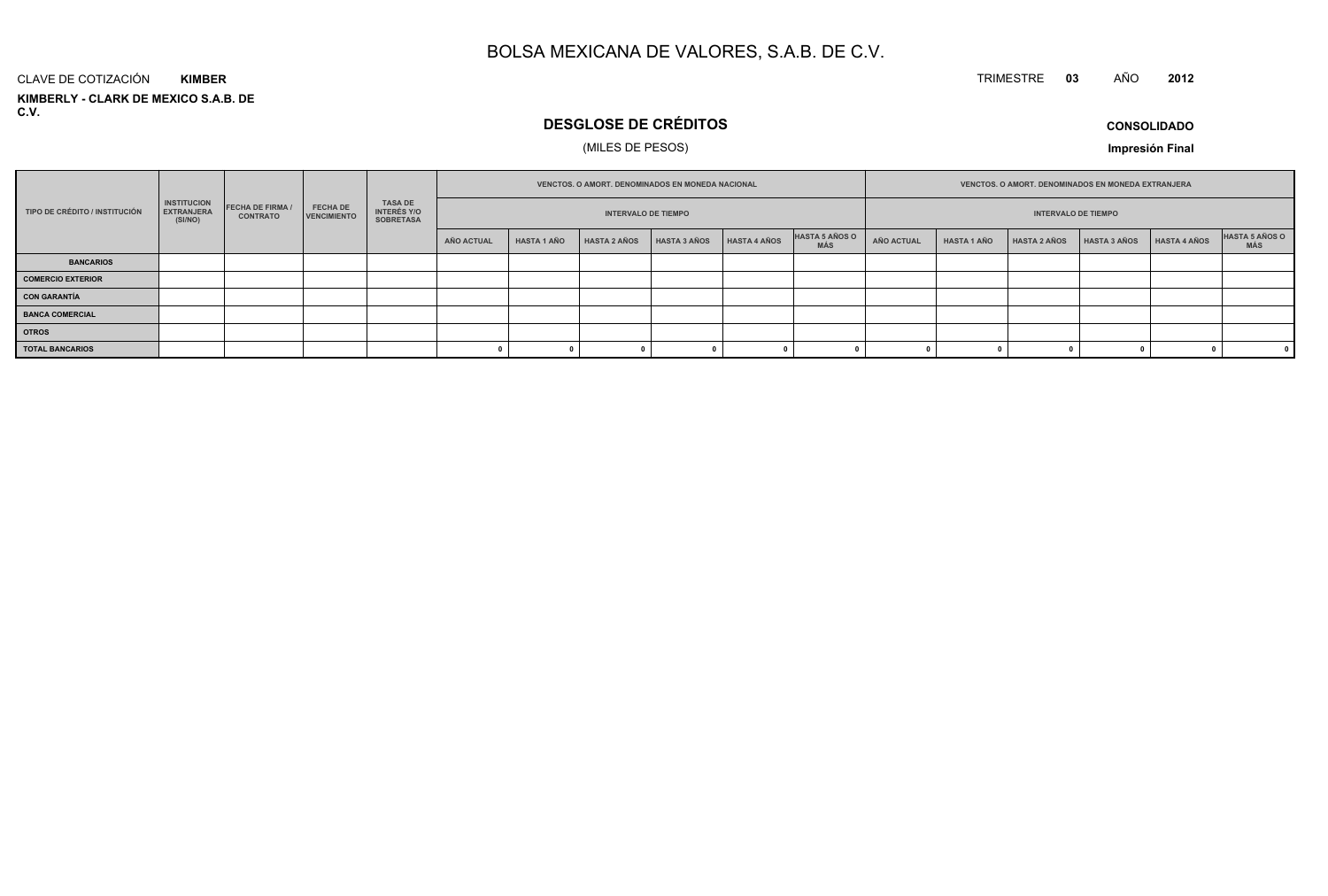# BOLSA MEXICANA DE VALORES, S.A.B. DE C.V.

CLAVE DE COTIZACIÓN **KIMBER**

TRIMESTRE **03** AÑO **2012**

**KIMBERLY - CLARK DE MEXICO S.A.B. DE C.V.**

## DESGLOSE DE CRÉDITOS

(MILES DE PESOS)

**CONSOLIDADO**

**Impresión Final**

| TIPO DE CRÉDITO / INSTITUCIÓN | INSTITUCION EXTRANJERA (SI/NO) | FECHA DE FIRMA / CONTRATO | FECHA DE VENCIMIENTO | TASA DE INTERÉS Y/O SOBRETASA | VENCTOS. O AMORT. DENOMINADOS EN MONEDA NACIONAL | | | | | | VENCTOS. O AMORT. DENOMINADOS EN MONEDA EXTRANJERA | | | | | |
|---|---|---|---|---|---|---|---|---|---|---|---|---|---|---|---|---|
| | | | | | INTERVALO DE TIEMPO | | | | | | INTERVALO DE TIEMPO | | | | | |
| | | | | | AÑO ACTUAL | HASTA 1 AÑO | HASTA 2 AÑOS | HASTA 3 AÑOS | HASTA 4 AÑOS | HASTA 5 AÑOS O MÁS | AÑO ACTUAL | HASTA 1 AÑO | HASTA 2 AÑOS | HASTA 3 AÑOS | HASTA 4 AÑOS | HASTA 5 AÑOS O MÁS |
| **BANCARIOS** | | | | | | | | | | | | | | | | |
| **COMERCIO EXTERIOR** | | | | | | | | | | | | | | | | |
| **CON GARANTÍA** | | | | | | | | | | | | | | | | |
| **BANCA COMERCIAL** | | | | | | | | | | | | | | | | |
| **OTROS** | | | | | | | | | | | | | | | | |
| **TOTAL BANCARIOS** | | | | | 0 | 0 | 0 | 0 | 0 | 0 | 0 | 0 | 0 | 0 | 0 | 0 |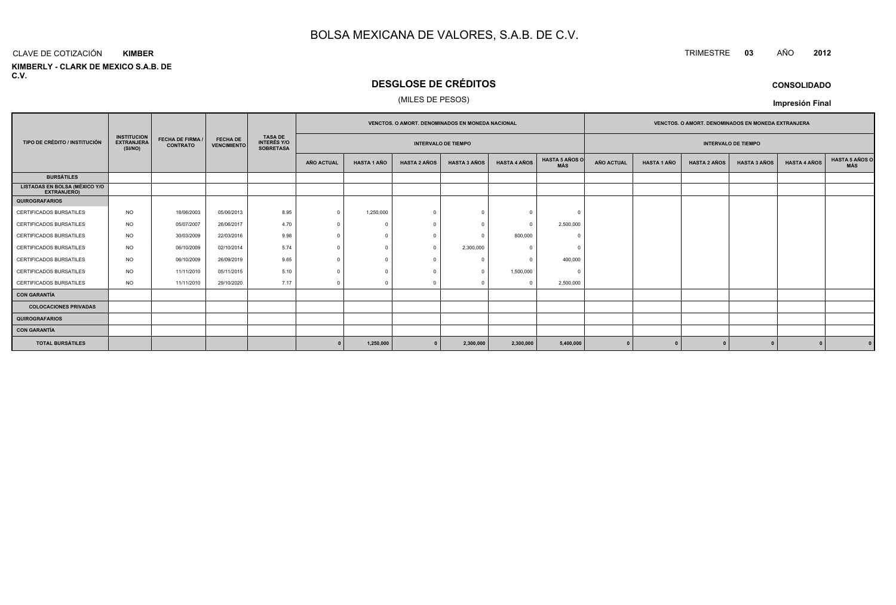# BOLSA MEXICANA DE VALORES, S.A.B. DE C.V.

CLAVE DE COTIZACIÓN **KIMBER**

TRIMESTRE **03** AÑO **2012**

**KIMBERLY - CLARK DE MEXICO S.A.B. DE C.V.**

## DESGLOSE DE CRÉDITOS

(MILES DE PESOS)

**CONSOLIDADO**

**Impresión Final**

| TIPO DE CRÉDITO / INSTITUCIÓN | INSTITUCION EXTRANJERA (SI/NO) | FECHA DE FIRMA / CONTRATO | FECHA DE VENCIMIENTO | TASA DE INTERÉS Y/O SOBRETASA | VENCTOS. O AMORT. DENOMINADOS EN MONEDA NACIONAL | | | | | | VENCTOS. O AMORT. DENOMINADOS EN MONEDA EXTRANJERA | | | | | |
|---|---|---|---|---|---|---|---|---|---|---|---|---|---|---|---|---|
| | | | | | INTERVALO DE TIEMPO | | | | | | INTERVALO DE TIEMPO | | | | | |
| | | | | | AÑO ACTUAL | HASTA 1 AÑO | HASTA 2 AÑOS | HASTA 3 AÑOS | HASTA 4 AÑOS | HASTA 5 AÑOS O MÁS | AÑO ACTUAL | HASTA 1 AÑO | HASTA 2 AÑOS | HASTA 3 AÑOS | HASTA 4 AÑOS | HASTA 5 AÑOS O MÁS |
| **BURSÁTILES** | | | | | | | | | | | | | | | | |
| **LISTADAS EN BOLSA (MÉXICO Y/O EXTRANJERO)** | | | | | | | | | | | | | | | | |
| **QUIROGRAFARIOS** | | | | | | | | | | | | | | | | |
| CERTIFICADOS BURSATILES | NO | 18/06/2003 | 05/06/2013 | 8.95 | 0 | 1,250,000 | 0 | 0 | 0 | 0 | | | | | | |
| CERTIFICADOS BURSATILES | NO | 05/07/2007 | 26/06/2017 | 4.70 | 0 | 0 | 0 | 0 | 0 | 2,500,000 | | | | | | |
| CERTIFICADOS BURSATILES | NO | 30/03/2009 | 22/03/2016 | 9.98 | 0 | 0 | 0 | 0 | 800,000 | 0 | | | | | | |
| CERTIFICADOS BURSATILES | NO | 06/10/2009 | 02/10/2014 | 5.74 | 0 | 0 | 0 | 2,300,000 | 0 | 0 | | | | | | |
| CERTIFICADOS BURSATILES | NO | 06/10/2009 | 26/09/2019 | 9.65 | 0 | 0 | 0 | 0 | 0 | 400,000 | | | | | | |
| CERTIFICADOS BURSATILES | NO | 11/11/2010 | 05/11/2015 | 5.10 | 0 | 0 | 0 | 0 | 1,500,000 | 0 | | | | | | |
| CERTIFICADOS BURSATILES | NO | 11/11/2010 | 29/10/2020 | 7.17 | 0 | 0 | 0 | 0 | 0 | 2,500,000 | | | | | | |
| **CON GARANTÍA** | | | | | | | | | | | | | | | | |
| **COLOCACIONES PRIVADAS** | | | | | | | | | | | | | | | | |
| **QUIROGRAFARIOS** | | | | | | | | | | | | | | | | |
| **CON GARANTÍA** | | | | | | | | | | | | | | | | |
| **TOTAL BURSÁTILES** | | | | | **0** | **1,250,000** | **0** | **2,300,000** | **2,300,000** | **5,400,000** | **0** | **0** | **0** | **0** | **0** | **0** |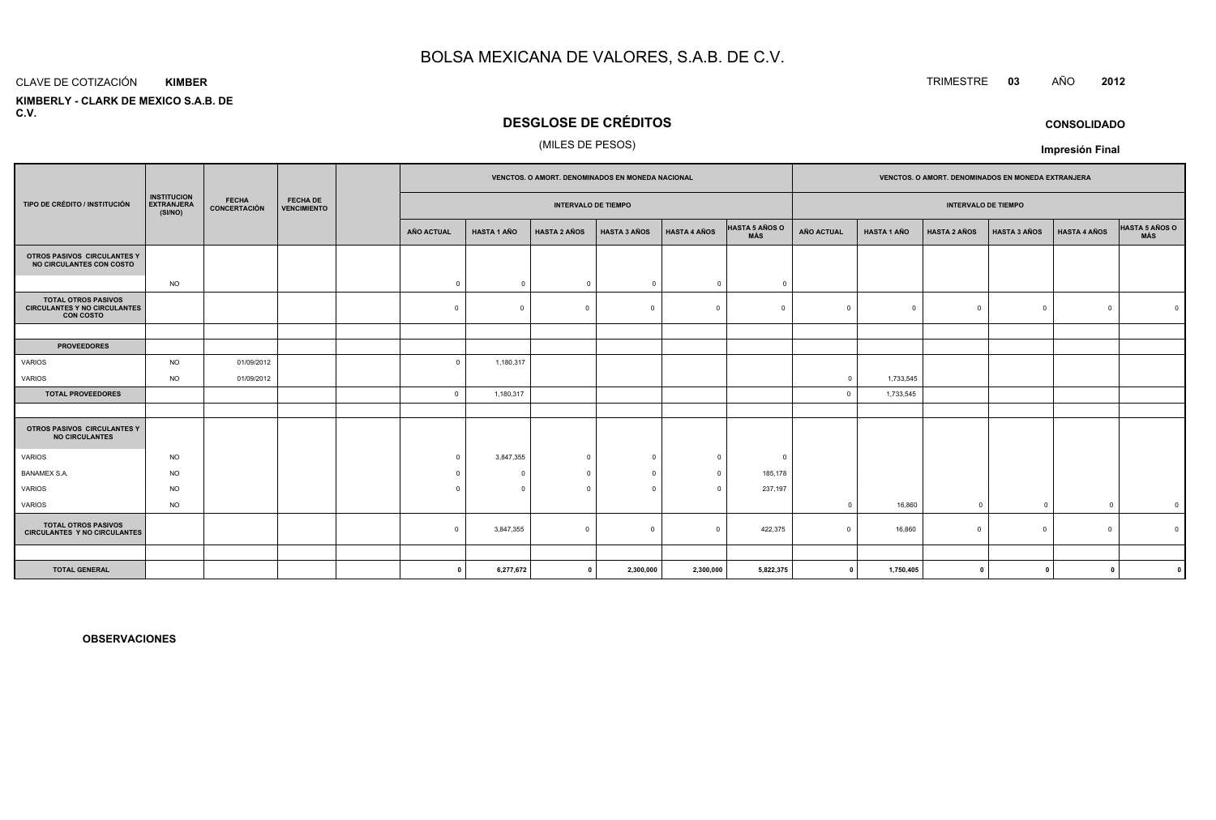# BOLSA MEXICANA DE VALORES, S.A.B. DE C.V.

CLAVE DE COTIZACIÓN **KIMBER**

TRIMESTRE **03** AÑO **2012**

**KIMBERLY - CLARK DE MEXICO S.A.B. DE C.V.**

## DESGLOSE DE CRÉDITOS

(MILES DE PESOS)

**CONSOLIDADO**

**Impresión Final**

| TIPO DE CRÉDITO / INSTITUCIÓN | INSTITUCION EXTRANJERA (SI/NO) | FECHA CONCERTACIÓN | FECHA DE VENCIMIENTO | | VENCTOS. O AMORT. DENOMINADOS EN MONEDA NACIONAL | | | | | | VENCTOS. O AMORT. DENOMINADOS EN MONEDA EXTRANJERA | | | | | |
|---|---|---|---|---|---|---|---|---|---|---|---|---|---|---|---|---|
| | | | | | INTERVALO DE TIEMPO | | | | | | INTERVALO DE TIEMPO | | | | | |
| | | | | | AÑO ACTUAL | HASTA 1 AÑO | HASTA 2 AÑOS | HASTA 3 AÑOS | HASTA 4 AÑOS | HASTA 5 AÑOS O MÁS | AÑO ACTUAL | HASTA 1 AÑO | HASTA 2 AÑOS | HASTA 3 AÑOS | HASTA 4 AÑOS | HASTA 5 AÑOS O MÁS |
| **OTROS PASIVOS CIRCULANTES Y NO CIRCULANTES CON COSTO** | | | | | | | | | | | | | | | | |
| | NO | | | | 0 | 0 | 0 | 0 | 0 | 0 | | | | | | |
| **TOTAL OTROS PASIVOS CIRCULANTES Y NO CIRCULANTES CON COSTO** | | | | | 0 | 0 | 0 | 0 | 0 | 0 | 0 | 0 | 0 | 0 | 0 | 0 |
| | | | | | | | | | | | | | | | | |
| **PROVEEDORES** | | | | | | | | | | | | | | | | |
| VARIOS | NO | 01/09/2012 | | | 0 | 1,180,317 | | | | | | | | | | |
| VARIOS | NO | 01/09/2012 | | | | | | | | | 0 | 1,733,545 | | | | |
| **TOTAL PROVEEDORES** | | | | | 0 | 1,180,317 | | | | | 0 | 1,733,545 | | | | |
| | | | | | | | | | | | | | | | | |
| **OTROS PASIVOS CIRCULANTES Y NO CIRCULANTES** | | | | | | | | | | | | | | | | |
| VARIOS | NO | | | | 0 | 3,847,355 | 0 | 0 | 0 | 0 | | | | | | |
| BANAMEX S.A. | NO | | | | 0 | 0 | 0 | 0 | 0 | 185,178 | | | | | | |
| VARIOS | NO | | | | 0 | 0 | 0 | 0 | 0 | 237,197 | | | | | | |
| VARIOS | NO | | | | | | | | | | 0 | 16,860 | 0 | 0 | 0 | 0 |
| **TOTAL OTROS PASIVOS CIRCULANTES Y NO CIRCULANTES** | | | | | 0 | 3,847,355 | 0 | 0 | 0 | 422,375 | 0 | 16,860 | 0 | 0 | 0 | 0 |
| | | | | | | | | | | | | | | | | |
| **TOTAL GENERAL** | | | | | **0** | **6,277,672** | **0** | **2,300,000** | **2,300,000** | **5,822,375** | **0** | **1,750,405** | **0** | **0** | **0** | **0** |

**OBSERVACIONES**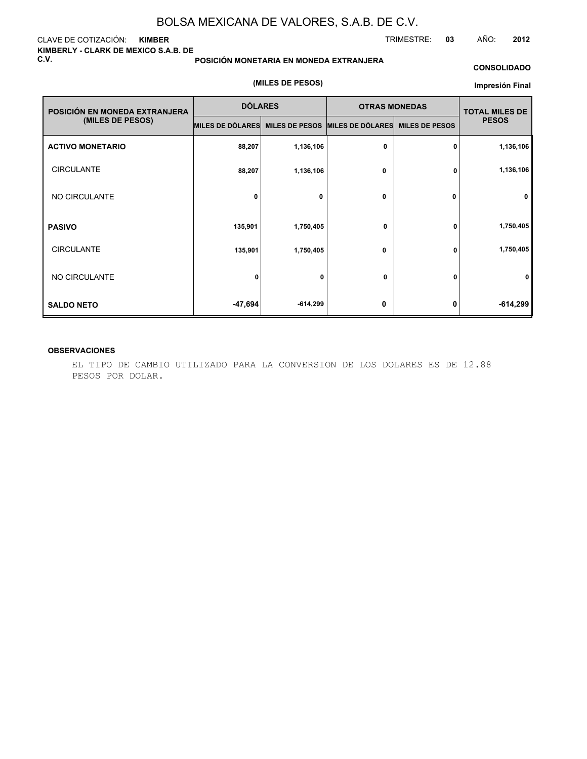# BOLSA MEXICANA DE VALORES, S.A.B. DE C.V.

CLAVE DE COTIZACIÓN: **KIMBER**

TRIMESTRE: **03** AÑO: **2012**

**KIMBERLY - CLARK DE MEXICO S.A.B. DE C.V.**

**POSICIÓN MONETARIA EN MONEDA EXTRANJERA**

**CONSOLIDADO**

**(MILES DE PESOS)**

**Impresión Final**

| POSICIÓN EN MONEDA EXTRANJERA (MILES DE PESOS) | DÓLARES | | OTRAS MONEDAS | | TOTAL MILES DE PESOS |
|---|---|---|---|---|---|
| | MILES DE DÓLARES | MILES DE PESOS | MILES DE DÓLARES | MILES DE PESOS | |
| **ACTIVO MONETARIO** | 88,207 | 1,136,106 | 0 | 0 | 1,136,106 |
| CIRCULANTE | 88,207 | 1,136,106 | 0 | 0 | 1,136,106 |
| NO CIRCULANTE | 0 | 0 | 0 | 0 | 0 |
| **PASIVO** | 135,901 | 1,750,405 | 0 | 0 | 1,750,405 |
| CIRCULANTE | 135,901 | 1,750,405 | 0 | 0 | 1,750,405 |
| NO CIRCULANTE | 0 | 0 | 0 | 0 | 0 |
| **SALDO NETO** | -47,694 | -614,299 | 0 | 0 | -614,299 |

**OBSERVACIONES**

EL TIPO DE CAMBIO UTILIZADO PARA LA CONVERSION DE LOS DOLARES ES DE 12.88 PESOS POR DOLAR.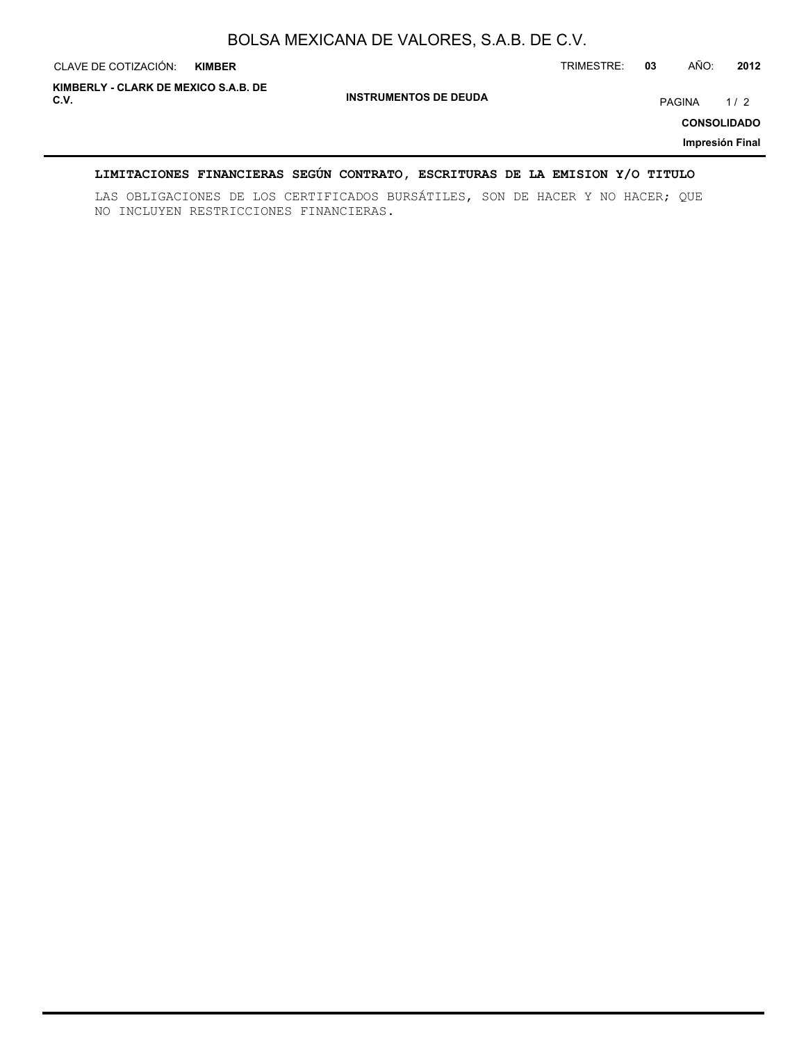**LIMITACIONES FINANCIERAS SEGÚN CONTRATO, ESCRITURAS DE LA EMISION Y/O TITULO**

LAS OBLIGACIONES DE LOS CERTIFICADOS BURSÁTILES, SON DE HACER Y NO HACER; QUE NO INCLUYEN RESTRICCIONES FINANCIERAS.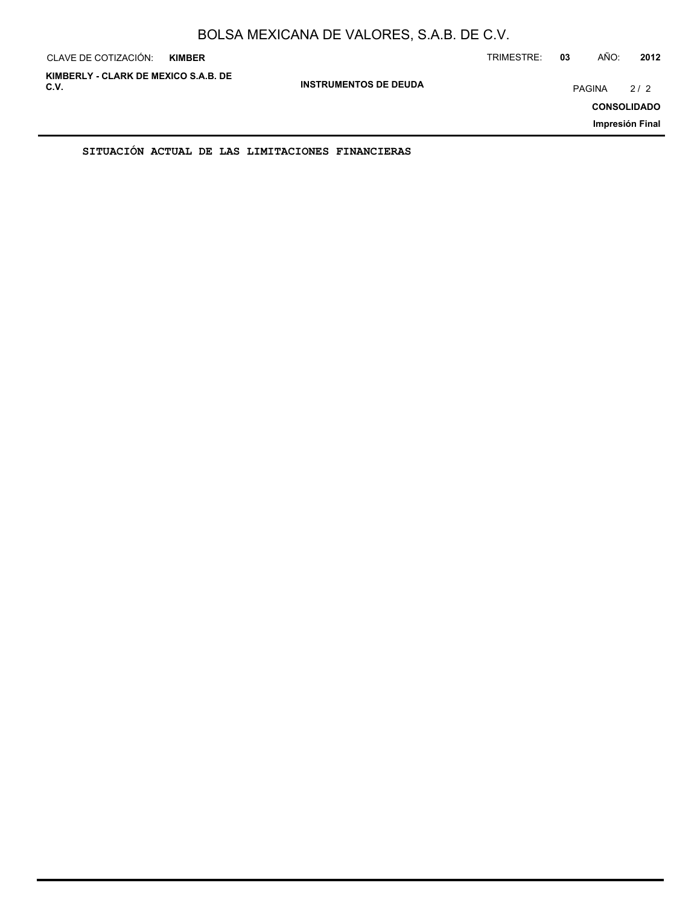**SITUACIÓN ACTUAL DE LAS LIMITACIONES FINANCIERAS**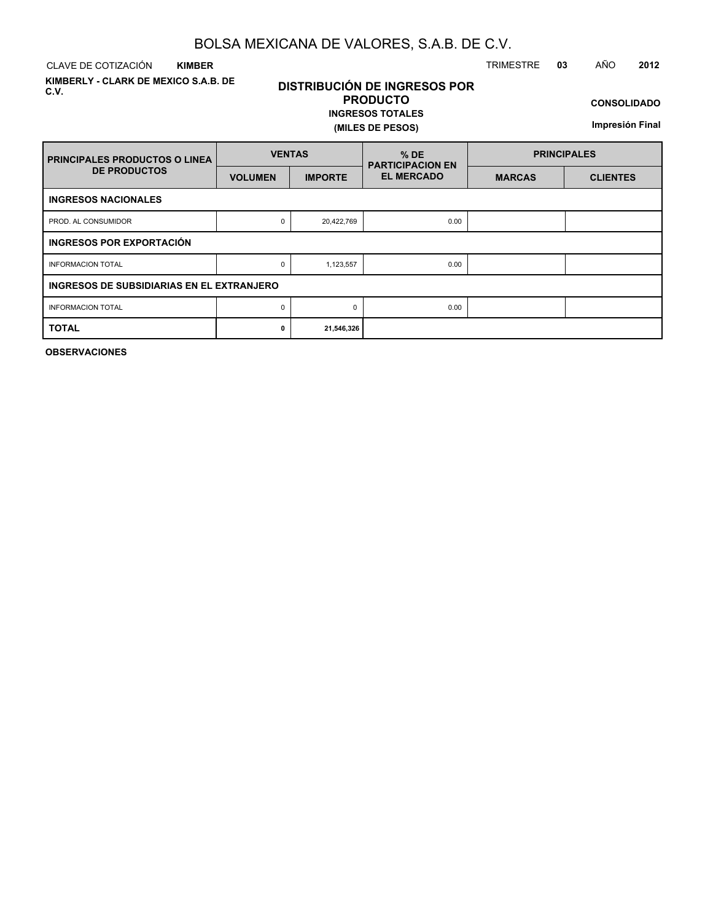# BOLSA MEXICANA DE VALORES, S.A.B. DE C.V.

CLAVE DE COTIZACIÓN **KIMBER**

TRIMESTRE **03** AÑO **2012**

**KIMBERLY - CLARK DE MEXICO S.A.B. DE C.V.**

## DISTRIBUCIÓN DE INGRESOS POR PRODUCTO

**INGRESOS TOTALES**

**(MILES DE PESOS)**

**CONSOLIDADO**

**Impresión Final**

| PRINCIPALES PRODUCTOS O LINEA DE PRODUCTOS | VENTAS | | % DE PARTICIPACION EN EL MERCADO | PRINCIPALES | |
|---|---|---|---|---|---|
| | VOLUMEN | IMPORTE | | MARCAS | CLIENTES |
| **INGRESOS NACIONALES** | | | | | |
| PROD. AL CONSUMIDOR | 0 | 20,422,769 | 0.00 | | |
| **INGRESOS POR EXPORTACIÓN** | | | | | |
| INFORMACION TOTAL | 0 | 1,123,557 | 0.00 | | |
| **INGRESOS DE SUBSIDIARIAS EN EL EXTRANJERO** | | | | | |
| INFORMACION TOTAL | 0 | 0 | 0.00 | | |
| **TOTAL** | **0** | **21,546,326** | | | |

**OBSERVACIONES**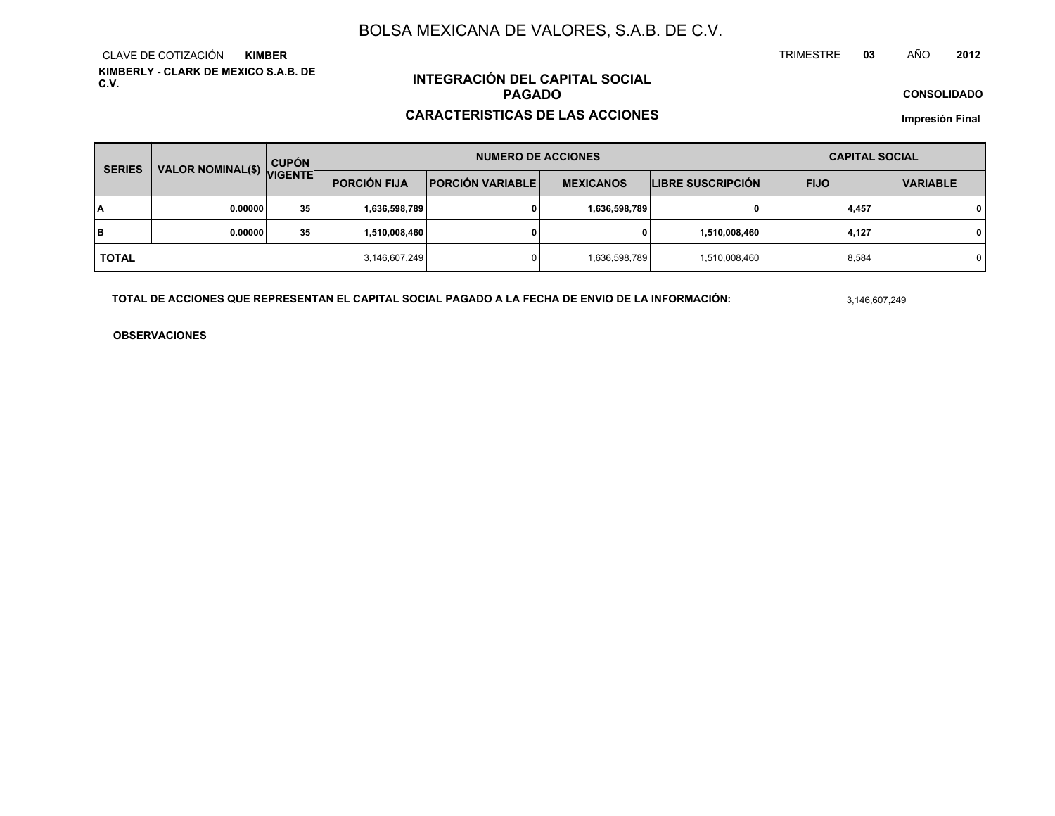# BOLSA MEXICANA DE VALORES, S.A.B. DE C.V.

CLAVE DE COTIZACIÓN **KIMBER**

TRIMESTRE **03** AÑO **2012**

**KIMBERLY - CLARK DE MEXICO S.A.B. DE C.V.**

## INTEGRACIÓN DEL CAPITAL SOCIAL PAGADO

## CARACTERISTICAS DE LAS ACCIONES

**CONSOLIDADO**

**Impresión Final**

| SERIES | VALOR NOMINAL($) | CUPÓN VIGENTE | NUMERO DE ACCIONES | | | | CAPITAL SOCIAL | |
|---|---|---|---|---|---|---|---|---|
| | | | PORCIÓN FIJA | PORCIÓN VARIABLE | MEXICANOS | LIBRE SUSCRIPCIÓN | FIJO | VARIABLE |
| **A** | **0.00000** | **35** | **1,636,598,789** | **0** | **1,636,598,789** | **0** | **4,457** | **0** |
| **B** | **0.00000** | **35** | **1,510,008,460** | **0** | **0** | **1,510,008,460** | **4,127** | **0** |
| **TOTAL** | | | 3,146,607,249 | 0 | 1,636,598,789 | 1,510,008,460 | 8,584 | 0 |

**TOTAL DE ACCIONES QUE REPRESENTAN EL CAPITAL SOCIAL PAGADO A LA FECHA DE ENVIO DE LA INFORMACIÓN:** 3,146,607,249

**OBSERVACIONES**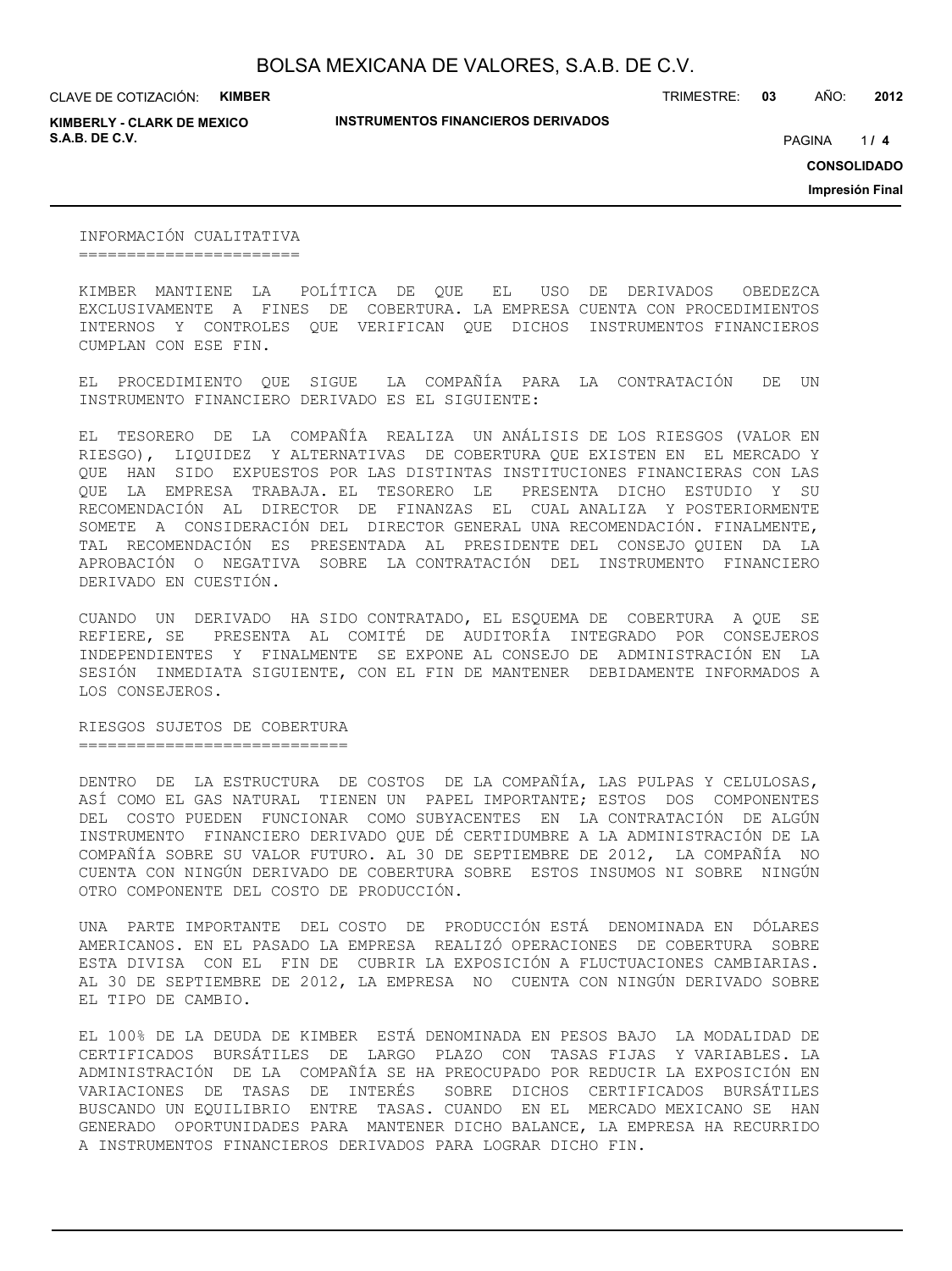## INFORMACIÓN CUALITATIVA

KIMBER MANTIENE LA POLÍTICA DE QUE EL USO DE DERIVADOS OBEDEZCA EXCLUSIVAMENTE A FINES DE COBERTURA. LA EMPRESA CUENTA CON PROCEDIMIENTOS INTERNOS Y CONTROLES QUE VERIFICAN QUE DICHOS INSTRUMENTOS FINANCIEROS CUMPLAN CON ESE FIN.

EL PROCEDIMIENTO QUE SIGUE LA COMPAÑÍA PARA LA CONTRATACIÓN DE UN INSTRUMENTO FINANCIERO DERIVADO ES EL SIGUIENTE:

EL TESORERO DE LA COMPAÑÍA REALIZA UN ANÁLISIS DE LOS RIESGOS (VALOR EN RIESGO), LIQUIDEZ Y ALTERNATIVAS DE COBERTURA QUE EXISTEN EN EL MERCADO Y QUE HAN SIDO EXPUESTOS POR LAS DISTINTAS INSTITUCIONES FINANCIERAS CON LAS QUE LA EMPRESA TRABAJA. EL TESORERO LE PRESENTA DICHO ESTUDIO Y SU RECOMENDACIÓN AL DIRECTOR DE FINANZAS EL CUAL ANALIZA Y POSTERIORMENTE SOMETE A CONSIDERACIÓN DEL DIRECTOR GENERAL UNA RECOMENDACIÓN. FINALMENTE, TAL RECOMENDACIÓN ES PRESENTADA AL PRESIDENTE DEL CONSEJO QUIEN DA LA APROBACIÓN O NEGATIVA SOBRE LA CONTRATACIÓN DEL INSTRUMENTO FINANCIERO DERIVADO EN CUESTIÓN.

CUANDO UN DERIVADO HA SIDO CONTRATADO, EL ESQUEMA DE COBERTURA A QUE SE REFIERE, SE PRESENTA AL COMITÉ DE AUDITORÍA INTEGRADO POR CONSEJEROS INDEPENDIENTES Y FINALMENTE SE EXPONE AL CONSEJO DE ADMINISTRACIÓN EN LA SESIÓN INMEDIATA SIGUIENTE, CON EL FIN DE MANTENER DEBIDAMENTE INFORMADOS A LOS CONSEJEROS.

## RIESGOS SUJETOS DE COBERTURA

DENTRO DE LA ESTRUCTURA DE COSTOS DE LA COMPAÑÍA, LAS PULPAS Y CELULOSAS, ASÍ COMO EL GAS NATURAL TIENEN UN PAPEL IMPORTANTE; ESTOS DOS COMPONENTES DEL COSTO PUEDEN FUNCIONAR COMO SUBYACENTES EN LA CONTRATACIÓN DE ALGÚN INSTRUMENTO FINANCIERO DERIVADO QUE DÉ CERTIDUMBRE A LA ADMINISTRACIÓN DE LA COMPAÑÍA SOBRE SU VALOR FUTURO. AL 30 DE SEPTIEMBRE DE 2012, LA COMPAÑÍA NO CUENTA CON NINGÚN DERIVADO DE COBERTURA SOBRE ESTOS INSUMOS NI SOBRE NINGÚN OTRO COMPONENTE DEL COSTO DE PRODUCCIÓN.

UNA PARTE IMPORTANTE DEL COSTO DE PRODUCCIÓN ESTÁ DENOMINADA EN DÓLARES AMERICANOS. EN EL PASADO LA EMPRESA REALIZÓ OPERACIONES DE COBERTURA SOBRE ESTA DIVISA CON EL FIN DE CUBRIR LA EXPOSICIÓN A FLUCTUACIONES CAMBIARIAS. AL 30 DE SEPTIEMBRE DE 2012, LA EMPRESA NO CUENTA CON NINGÚN DERIVADO SOBRE EL TIPO DE CAMBIO.

EL 100% DE LA DEUDA DE KIMBER ESTÁ DENOMINADA EN PESOS BAJO LA MODALIDAD DE CERTIFICADOS BURSÁTILES DE LARGO PLAZO CON TASAS FIJAS Y VARIABLES. LA ADMINISTRACIÓN DE LA COMPAÑÍA SE HA PREOCUPADO POR REDUCIR LA EXPOSICIÓN EN VARIACIONES DE TASAS DE INTERÉS SOBRE DICHOS CERTIFICADOS BURSÁTILES BUSCANDO UN EQUILIBRIO ENTRE TASAS. CUANDO EN EL MERCADO MEXICANO SE HAN GENERADO OPORTUNIDADES PARA MANTENER DICHO BALANCE, LA EMPRESA HA RECURRIDO A INSTRUMENTOS FINANCIEROS DERIVADOS PARA LOGRAR DICHO FIN.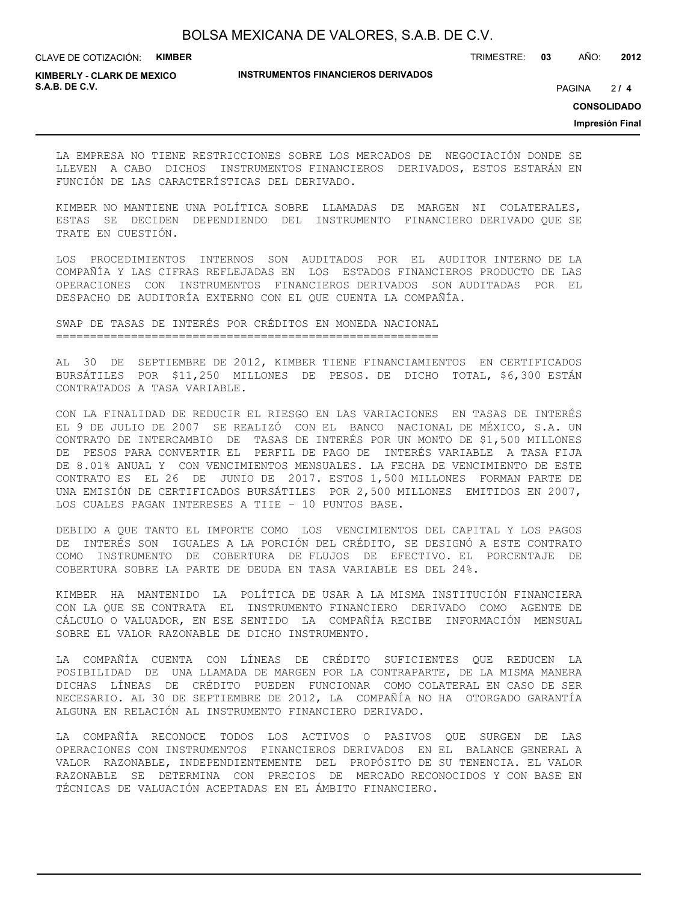LA EMPRESA NO TIENE RESTRICCIONES SOBRE LOS MERCADOS DE NEGOCIACIÓN DONDE SE LLEVEN A CABO DICHOS INSTRUMENTOS FINANCIEROS DERIVADOS, ESTOS ESTARÁN EN FUNCIÓN DE LAS CARACTERÍSTICAS DEL DERIVADO.

KIMBER NO MANTIENE UNA POLÍTICA SOBRE LLAMADAS DE MARGEN NI COLATERALES, ESTAS SE DECIDEN DEPENDIENDO DEL INSTRUMENTO FINANCIERO DERIVADO QUE SE TRATE EN CUESTIÓN.

LOS PROCEDIMIENTOS INTERNOS SON AUDITADOS POR EL AUDITOR INTERNO DE LA COMPAÑÍA Y LAS CIFRAS REFLEJADAS EN LOS ESTADOS FINANCIEROS PRODUCTO DE LAS OPERACIONES CON INSTRUMENTOS FINANCIEROS DERIVADOS SON AUDITADAS POR EL DESPACHO DE AUDITORÍA EXTERNO CON EL QUE CUENTA LA COMPAÑÍA.

## SWAP DE TASAS DE INTERÉS POR CRÉDITOS EN MONEDA NACIONAL

AL 30 DE SEPTIEMBRE DE 2012, KIMBER TIENE FINANCIAMIENTOS EN CERTIFICADOS BURSÁTILES POR $11,250 MILLONES DE PESOS. DE DICHO TOTAL, $6,300 ESTÁN CONTRATADOS A TASA VARIABLE.

CON LA FINALIDAD DE REDUCIR EL RIESGO EN LAS VARIACIONES EN TASAS DE INTERÉS EL 9 DE JULIO DE 2007 SE REALIZÓ CON EL BANCO NACIONAL DE MÉXICO, S.A. UN CONTRATO DE INTERCAMBIO DE TASAS DE INTERÉS POR UN MONTO DE $1,500 MILLONES DE PESOS PARA CONVERTIR EL PERFIL DE PAGO DE INTERÉS VARIABLE A TASA FIJA DE 8.01% ANUAL Y CON VENCIMIENTOS MENSUALES. LA FECHA DE VENCIMIENTO DE ESTE CONTRATO ES EL 26 DE JUNIO DE 2017. ESTOS 1,500 MILLONES FORMAN PARTE DE UNA EMISIÓN DE CERTIFICADOS BURSÁTILES POR 2,500 MILLONES EMITIDOS EN 2007, LOS CUALES PAGAN INTERESES A TIIE – 10 PUNTOS BASE.

DEBIDO A QUE TANTO EL IMPORTE COMO LOS VENCIMIENTOS DEL CAPITAL Y LOS PAGOS DE INTERÉS SON IGUALES A LA PORCIÓN DEL CRÉDITO, SE DESIGNÓ A ESTE CONTRATO COMO INSTRUMENTO DE COBERTURA DE FLUJOS DE EFECTIVO. EL PORCENTAJE DE COBERTURA SOBRE LA PARTE DE DEUDA EN TASA VARIABLE ES DEL 24%.

KIMBER HA MANTENIDO LA POLÍTICA DE USAR A LA MISMA INSTITUCIÓN FINANCIERA CON LA QUE SE CONTRATA EL INSTRUMENTO FINANCIERO DERIVADO COMO AGENTE DE CÁLCULO O VALUADOR, EN ESE SENTIDO LA COMPAÑÍA RECIBE INFORMACIÓN MENSUAL SOBRE EL VALOR RAZONABLE DE DICHO INSTRUMENTO.

LA COMPAÑÍA CUENTA CON LÍNEAS DE CRÉDITO SUFICIENTES QUE REDUCEN LA POSIBILIDAD DE UNA LLAMADA DE MARGEN POR LA CONTRAPARTE, DE LA MISMA MANERA DICHAS LÍNEAS DE CRÉDITO PUEDEN FUNCIONAR COMO COLATERAL EN CASO DE SER NECESARIO. AL 30 DE SEPTIEMBRE DE 2012, LA COMPAÑÍA NO HA OTORGADO GARANTÍA ALGUNA EN RELACIÓN AL INSTRUMENTO FINANCIERO DERIVADO.

LA COMPAÑÍA RECONOCE TODOS LOS ACTIVOS O PASIVOS QUE SURGEN DE LAS OPERACIONES CON INSTRUMENTOS FINANCIEROS DERIVADOS EN EL BALANCE GENERAL A VALOR RAZONABLE, INDEPENDIENTEMENTE DEL PROPÓSITO DE SU TENENCIA. EL VALOR RAZONABLE SE DETERMINA CON PRECIOS DE MERCADO RECONOCIDOS Y CON BASE EN TÉCNICAS DE VALUACIÓN ACEPTADAS EN EL ÁMBITO FINANCIERO.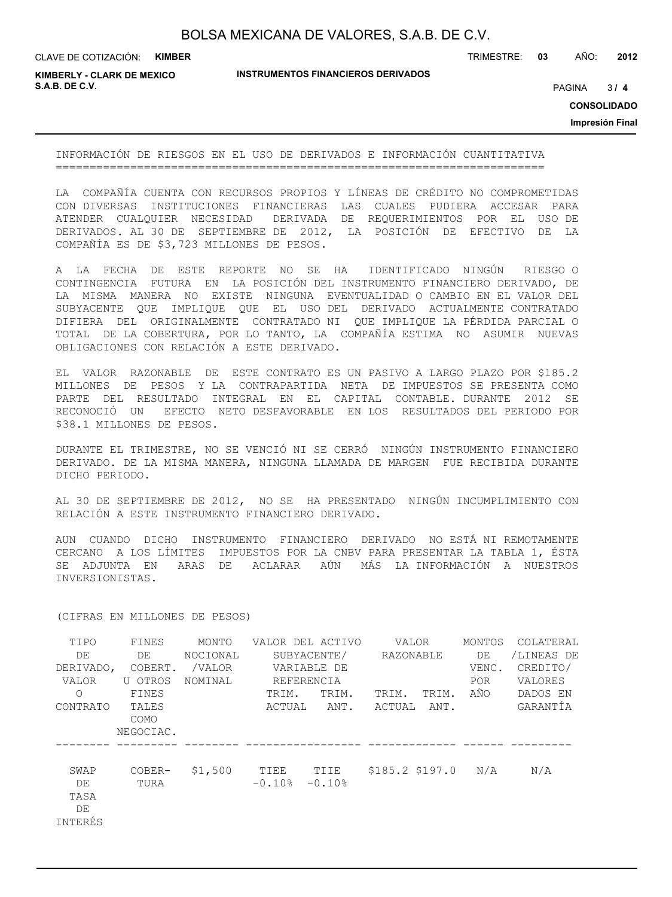## INFORMACIÓN DE RIESGOS EN EL USO DE DERIVADOS E INFORMACIÓN CUANTITATIVA

LA COMPAÑÍA CUENTA CON RECURSOS PROPIOS Y LÍNEAS DE CRÉDITO NO COMPROMETIDAS CON DIVERSAS INSTITUCIONES FINANCIERAS LAS CUALES PUDIERA ACCESAR PARA ATENDER CUALQUIER NECESIDAD DERIVADA DE REQUERIMIENTOS POR EL USO DE DERIVADOS. AL 30 DE SEPTIEMBRE DE 2012, LA POSICIÓN DE EFECTIVO DE LA COMPAÑÍA ES DE $3,723 MILLONES DE PESOS.

A LA FECHA DE ESTE REPORTE NO SE HA IDENTIFICADO NINGÚN RIESGO O CONTINGENCIA FUTURA EN LA POSICIÓN DEL INSTRUMENTO FINANCIERO DERIVADO, DE LA MISMA MANERA NO EXISTE NINGUNA EVENTUALIDAD O CAMBIO EN EL VALOR DEL SUBYACENTE QUE IMPLIQUE QUE EL USO DEL DERIVADO ACTUALMENTE CONTRATADO DIFIERA DEL ORIGINALMENTE CONTRATADO NI QUE IMPLIQUE LA PÉRDIDA PARCIAL O TOTAL DE LA COBERTURA, POR LO TANTO, LA COMPAÑÍA ESTIMA NO ASUMIR NUEVAS OBLIGACIONES CON RELACIÓN A ESTE DERIVADO.

EL VALOR RAZONABLE DE ESTE CONTRATO ES UN PASIVO A LARGO PLAZO POR $185.2 MILLONES DE PESOS Y LA CONTRAPARTIDA NETA DE IMPUESTOS SE PRESENTA COMO PARTE DEL RESULTADO INTEGRAL EN EL CAPITAL CONTABLE. DURANTE 2012 SE RECONOCIÓ UN EFECTO NETO DESFAVORABLE EN LOS RESULTADOS DEL PERIODO POR $38.1 MILLONES DE PESOS.

DURANTE EL TRIMESTRE, NO SE VENCIÓ NI SE CERRÓ NINGÚN INSTRUMENTO FINANCIERO DERIVADO. DE LA MISMA MANERA, NINGUNA LLAMADA DE MARGEN FUE RECIBIDA DURANTE DICHO PERIODO.

AL 30 DE SEPTIEMBRE DE 2012, NO SE HA PRESENTADO NINGÚN INCUMPLIMIENTO CON RELACIÓN A ESTE INSTRUMENTO FINANCIERO DERIVADO.

AUN CUANDO DICHO INSTRUMENTO FINANCIERO DERIVADO NO ESTÁ NI REMOTAMENTE CERCANO A LOS LÍMITES IMPUESTOS POR LA CNBV PARA PRESENTAR LA TABLA 1, ÉSTA SE ADJUNTA EN ARAS DE ACLARAR AÚN MÁS LA INFORMACIÓN A NUESTROS INVERSIONISTAS.

(CIFRAS EN MILLONES DE PESOS)

| TIPO DE DERIVADO, VALOR O CONTRATO | FINES DE COBERT. U OTROS FINES TALES COMO NEGOCIAC. | MONTO NOCIONAL /VALOR NOMINAL | VALOR DEL ACTIVO SUBYACENTE/ VARIABLE DE REFERENCIA | | VALOR RAZONABLE | | MONTOS DE VENC. POR AÑO | COLATERAL /LINEAS DE CREDITO/ VALORES DADOS EN GARANTÍA |
|---|---|---|---|---|---|---|---|---|
| | | | TRIM. ACTUAL | TRIM. ANT. | TRIM. ACTUAL | TRIM. ANT. | | |
| SWAP DE TASA DE INTERÉS | COBERTURA | $1,500 | TIEE -0.10% | TIIE -0.10% | $185.2 | $197.0 | N/A | N/A |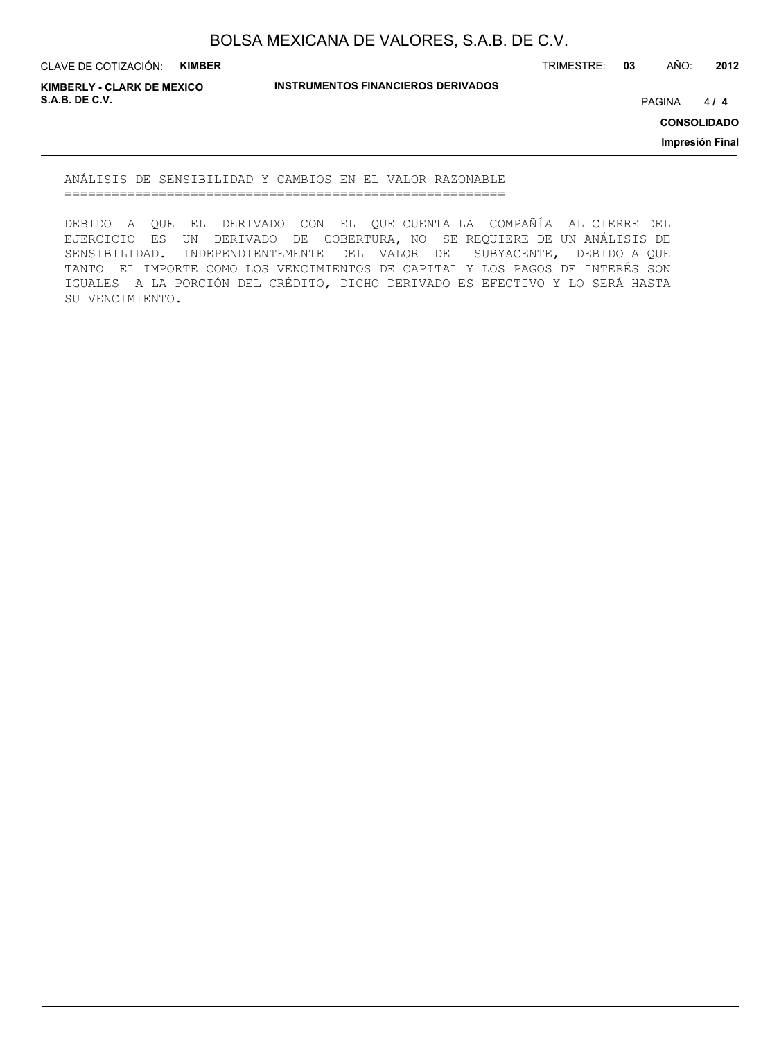## ANÁLISIS DE SENSIBILIDAD Y CAMBIOS EN EL VALOR RAZONABLE

DEBIDO A QUE EL DERIVADO CON EL QUE CUENTA LA COMPAÑÍA AL CIERRE DEL EJERCICIO ES UN DERIVADO DE COBERTURA, NO SE REQUIERE DE UN ANÁLISIS DE SENSIBILIDAD. INDEPENDIENTEMENTE DEL VALOR DEL SUBYACENTE, DEBIDO A QUE TANTO EL IMPORTE COMO LOS VENCIMIENTOS DE CAPITAL Y LOS PAGOS DE INTERÉS SON IGUALES A LA PORCIÓN DEL CRÉDITO, DICHO DERIVADO ES EFECTIVO Y LO SERÁ HASTA SU VENCIMIENTO.